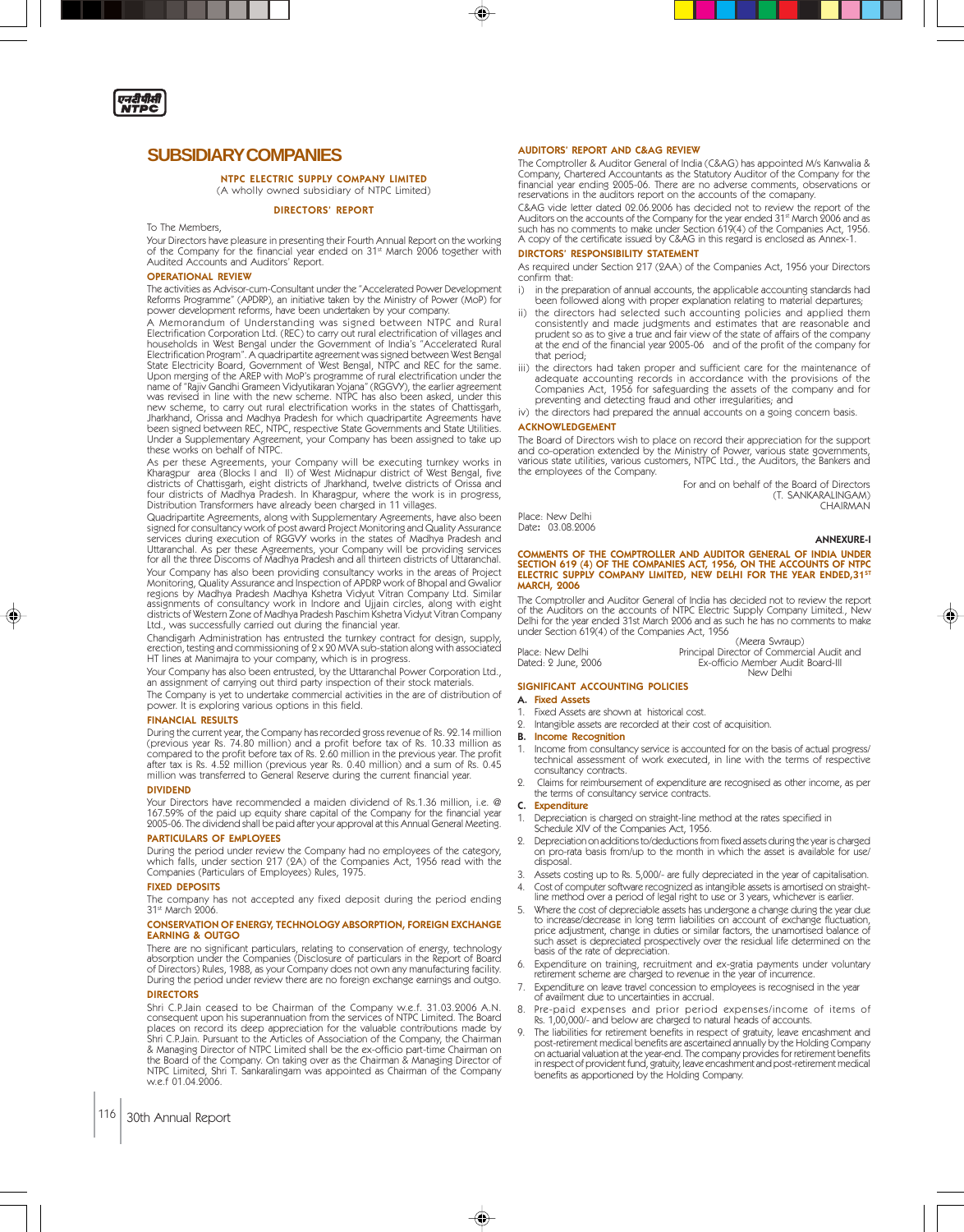# SUBSIDIARY COMPANIES

## NTPC ELECTRIC SUPPLY COMPANY LIMITED

(A wholly owned subsidiary of NTPC Limited)

## DIRECTORS' REPORT

To The Members,

Your Directors have pleasure in presenting their Fourth Annual Report on the working of the Company for the financial year ended on 31st March 2006 together with Audited Accounts and Auditors' Report.

### OPERATIONAL REVIEW

The activities as Advisor-cum-Consultant under the "Accelerated Power Development Reforms Programme" (APDRP), an initiative taken by the Ministry of Power (MoP) for power development reforms, have been undertaken by your company.

A Memorandum of Understanding was signed between NTPC and Rural Electrification Corporation Ltd. (REC) to carry out rural electrification of villages and households in West Bengal under the Government of India's "Accelerated Rural Electrification Program". A quadripartite agreement was signed between West Bengal State Electricity Board, Government of West Bengal, NTPC and REC for the same. Upon merging of the AREP with MoP's programme of rural electrification under the name of "Rajiv Gandhi Grameen Vidyutikaran Yojana" (RGGVY), the earlier agreement was revised in line with the new scheme. NTPC has also been asked, under this new scheme, to carry out rural electrification works in the states of Chattisgarh, Jharkhand, Orissa and Madhya Pradesh for which quadripartite Agreements have been signed between REC, NTPC, respective State Governments and State Utilities. Under a Supplementary Agreement, your Company has been assigned to take up these works on behalf of NTPC.

As per these Agreements, your Company will be executing turnkey works in Kharagpur area (Blocks I and II) of West Midnapur district of West Bengal, five districts of Chattisgarh, eight districts of Jharkhand, twelve districts of Orissa and four districts of Madhya Pradesh. In Kharagpur, where the work is in progress, Distribution Transformers have already been charged in 11 villages.

Quadripartite Agreements, along with Supplementary Agreements, have also been signed for consultancy work of post award Project Monitoring and Quality Assurance services during execution of RGGVY works in the states of Madhya Pradesh and Uttaranchal. As per these Agreements, your Company will be providing services for all the three Discoms of Madhya Pradesh and all thirteen districts of Uttaranchal.

Your Company has also been providing consultancy works in the areas of Project Monitoring, Quality Assurance and Inspection of APDRP work of Bhopal and Gwalior regions by Madhya Pradesh Madhya Kshetra Vidyut Vitran Company Ltd. Similar assignments of consultancy work in Indore and Ujjain circles, along with eight districts of Western Zone of Madhya Pradesh Paschim Kshetra Vidyut Vitran Company Ltd., was successfully carried out during the financial year.

Chandigarh Administration has entrusted the turnkey contract for design, supply, erection, testing and commissioning of 2 x 20 MVA sub-station along with associated HT lines at Manimajra to your company, which is in progress.

Your Company has also been entrusted, by the Uttaranchal Power Corporation Ltd., an assignment of carrying out third party inspection of their stock materials.

The Company is yet to undertake commercial activities in the are of distribution of power. It is exploring various options in this field.

### FINANCIAL RESULTS

During the current year, the Company has recorded gross revenue of Rs. 92.14 million (previous year Rs. 74.80 million) and a profit before tax of Rs. 10.33 million as compared to the profit before tax of Rs. 2.60 million in the previous year. The profit after tax is Rs. 4.52 million (previous year Rs. 0.40 million) and a sum of Rs. 0.45 million was transferred to General Reserve during the current financial year.

### DIVIDEND

Your Directors have recommended a maiden dividend of Rs.1.36 million, i.e. @ 167.59% of the paid up equity share capital of the Company for the financial year 2005-06. The dividend shall be paid after your approval at this Annual General Meeting.

### PARTICULARS OF EMPLOYEES

During the period under review the Company had no employees of the category, which falls, under section 217 (2A) of the Companies Act, 1956 read with the Companies (Particulars of Employees) Rules, 1975.

### FIXED DEPOSITS

The company has not accepted any fixed deposit during the period ending 31st March 2006.

### CONSERVATION OF ENERGY, TECHNOLOGY ABSORPTION, FOREIGN EXCHANGE EARNING & OUTGO

There are no significant particulars, relating to conservation of energy, technology absorption under the Companies (Disclosure of particulars in the Report of Board of Directors) Rules, 1988, as your Company does not own any manufacturing facility. During the period under review there are no foreign exchange earnings and outgo.

### DIRECTORS

Shri C.P.Jain ceased to be Chairman of the Company w.e.f. 31.03.2006 A.N. consequent upon his superannuation from the services of NTPC Limited. The Board places on record its deep appreciation for the valuable contributions made by Shri C.P.Jain. Pursuant to the Articles of Association of the Company, the Chairman & Managing Director of NTPC Limited shall be the ex-officio part-time Chairman on the Board of the Company. On taking over as the Chairman & Managing Director of NTPC Limited, Shri T. Sankaralingam was appointed as Chairman of the Company w.e.f 01.04.2006.

### AUDITORS' REPORT AND C&AG REVIEW

The Comptroller & Auditor General of India (C&AG) has appointed M/s Kanwalia & Company, Chartered Accountants as the Statutory Auditor of the Company for the financial year ending 2005-06. There are no adverse comments, observations or reservations in the auditors report on the accounts of the comapany.

C&AG vide letter dated 02.06.2006 has decided not to review the report of the Auditors on the accounts of the Company for the year ended 31st March 2006 and as such has no comments to make under Section 619(4) of the Companies Act, 1956. A copy of the certificate issued by C&AG in this regard is enclosed as Annex-1.

### DIRCTORS' RESPONSIBILITY STATEMENT

As required under Section 217 (2AA) of the Companies Act, 1956 your Directors confirm that:

i) in the preparation of annual accounts, the applicable accounting standards had been followed along with proper explanation relating to material departures;

ii) the directors had selected such accounting policies and applied them consistently and made judgments and estimates that are reasonable and prudent so as to give a true and fair view of the state of affairs of the company at the end of the financial year 2005-06 and of the profit of the company for that period;

iii) the directors had taken proper and sufficient care for the maintenance of adequate accounting records in accordance with the provisions of the Companies Act, 1956 for safeguarding the assets of the company and for preventing and detecting fraud and other irregularities; and

iv) the directors had prepared the annual accounts on a going concern basis.

### ACKNOWLEDGEMENT

The Board of Directors wish to place on record their appreciation for the support and co-operation extended by the Ministry of Power, various state governments, various state utilities, various customers, NTPC Ltd., the Auditors, the Bankers and the employees of the Company.

For and on behalf of the Board of Directors
(T. SANKARALINGAM)
CHAIRMAN

Place: New Delhi
Date: 03.08.2006

**ANNEXURE-I**

### COMMENTS OF THE COMPTROLLER AND AUDITOR GENERAL OF INDIA UNDER SECTION 619 (4) OF THE COMPANIES ACT, 1956, ON THE ACCOUNTS OF NTPC ELECTRIC SUPPLY COMPANY LIMITED, NEW DELHI FOR THE YEAR ENDED,31ST MARCH, 2006

The Comptroller and Auditor General of India has decided not to review the report of the Auditors on the accounts of NTPC Electric Supply Company Limited., New Delhi for the year ended 31st March 2006 and as such he has no comments to make under Section 619(4) of the Companies Act, 1956

(Meera Swraup)
Principal Director of Commercial Audit and
Ex-officio Member Audit Board-III
New Delhi

Place: New Delhi
Dated: 2 June, 2006

### SIGNIFICANT ACCOUNTING POLICIES

**A. Fixed Assets**

1. Fixed Assets are shown at historical cost.
2. Intangible assets are recorded at their cost of acquisition.

**B. Income Recognition**

1. Income from consultancy service is accounted for on the basis of actual progress/ technical assessment of work executed, in line with the terms of respective consultancy contracts.
2. Claims for reimbursement of expenditure are recognised as other income, as per the terms of consultancy service contracts.

**C. Expenditure**

1. Depreciation is charged on straight-line method at the rates specified in Schedule XIV of the Companies Act, 1956.
2. Depreciation on additions to/deductions from fixed assets during the year is charged on pro-rata basis from/up to the month in which the asset is available for use/ disposal.
3. Assets costing up to Rs. 5,000/- are fully depreciated in the year of capitalisation.
4. Cost of computer software recognized as intangible assets is amortised on straight-line method over a period of legal right to use or 3 years, whichever is earlier.
5. Where the cost of depreciable assets has undergone a change during the year due to increase/decrease in long term liabilities on account of exchange fluctuation, price adjustment, change in duties or similar factors, the unamortised balance of such asset is depreciated prospectively over the residual life determined on the basis of the rate of depreciation.
6. Expenditure on training, recruitment and ex-gratia payments under voluntary retirement scheme are charged to revenue in the year of incurrence.
7. Expenditure on leave travel concession to employees is recognised in the year of availment due to uncertainties in accrual.
8. Pre-paid expenses and prior period expenses/income of items of Rs. 1,00,000/- and below are charged to natural heads of accounts.
9. The liabilities for retirement benefits in respect of gratuity, leave encashment and post-retirement medical benefits are ascertained annually by the Holding Company on actuarial valuation at the year-end. The company provides for retirement benefits in respect of provident fund, gratuity, leave encashment and post-retirement medical benefits as apportioned by the Holding Company.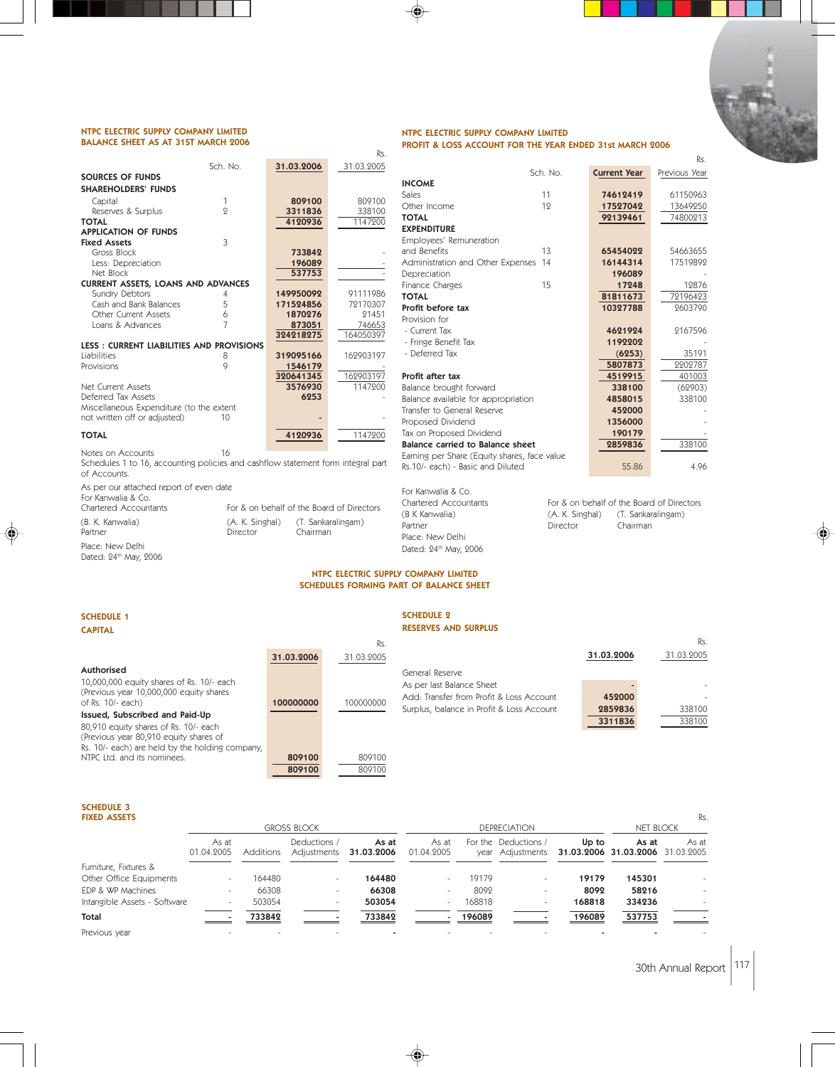## NTPC ELECTRIC SUPPLY COMPANY LIMITED
## BALANCE SHEET AS AT 31ST MARCH 2006

Rs.

| | Sch. No. | 31.03.2006 | 31.03.2005 |
|---|---|---|---|
| **SOURCES OF FUNDS** | | | |
| **SHAREHOLDERS' FUNDS** | | | |
| Capital | 1 | 809100 | 809100 |
| Reserves & Surplus | 2 | 3311836 | 338100 |
| **TOTAL** | | 4120936 | 1147200 |
| **APPLICATION OF FUNDS** | | | |
| **Fixed Assets** | 3 | | |
| Gross Block | | 733842 | - |
| Less: Depreciation | | 196089 | - |
| Net Block | | 537753 | - |
| **CURRENT ASSETS, LOANS AND ADVANCES** | | | |
| Sundry Debtors | 4 | 149950092 | 91111986 |
| Cash and Bank Balances | 5 | 171524856 | 72170307 |
| Other Current Assets | 6 | 1870276 | 21451 |
| Loans & Advances | 7 | 873051 | 746653 |
| | | 324218275 | 164050397 |
| **LESS : CURRENT LIABILITIES AND PROVISIONS** | | | |
| Liabilities | 8 | 319095166 | 162903197 |
| Provisions | 9 | 1546179 | - |
| | | 320641345 | 162903197 |
| Net Current Assets | | 3576930 | 1147200 |
| Deferred Tax Assets | | 6253 | - |
| Miscellaneous Expenditure (to the extent not written off or adjusted) | 10 | - | - |
| **TOTAL** | | 4120936 | 1147200 |

Notes on Accounts 16

Schedules 1 to 16, accounting policies and cashflow statement form integral part of Accounts.

As per our attached report of even date

For Kanwalia & Co.
Chartered Accountants

(B. K. Kanwalia)
Partner

Place: New Delhi
Dated: 24th May, 2006

For & on behalf of the Board of Directors

(A. K. Singhal) Director

(T. Sankaralingam) Chairman

## NTPC ELECTRIC SUPPLY COMPANY LIMITED
## PROFIT & LOSS ACCOUNT FOR THE YEAR ENDED 31st MARCH 2006

Rs.

| | Sch. No. | Current Year | Previous Year |
|---|---|---|---|
| **INCOME** | | | |
| Sales | 11 | 74612419 | 61150963 |
| Other Income | 12 | 17527042 | 13649250 |
| **TOTAL** | | 92139461 | 74800213 |
| **EXPENDITURE** | | | |
| Employees' Remuneration and Benefits | 13 | 65454022 | 54663655 |
| Administration and Other Expenses | 14 | 16144314 | 17519892 |
| Depreciation | | 196089 | - |
| Finance Charges | 15 | 17248 | 12876 |
| **TOTAL** | | 81811673 | 72196423 |
| **Profit before tax** | | 10327788 | 2603790 |
| Provision for | | | |
| - Current Tax | | 4621924 | 2167596 |
| - Fringe Benefit Tax | | 1192202 | - |
| - Deferred Tax | | (6253) | 35191 |
| | | 5807873 | 2202787 |
| **Profit after tax** | | 4519915 | 401003 |
| Balance brought forward | | 338100 | (62903) |
| Balance available for appropriation | | 4858015 | 338100 |
| Transfer to General Reserve | | 452000 | - |
| Proposed Dividend | | 1356000 | - |
| Tax on Proposed Dividend | | 190179 | - |
| **Balance carried to Balance sheet** | | 2859836 | 338100 |
| Earning per Share (Equity shares, face value Rs.10/- each) - Basic and Diluted | | 55.86 | 4.96 |

For Kanwalia & Co.
Chartered Accountants

(B K Kanwalia)
Partner

Place: New Delhi
Dated: 24th May, 2006

For & on behalf of the Board of Directors

(A. K. Singhal) Director

(T. Sankaralingam) Chairman

## NTPC ELECTRIC SUPPLY COMPANY LIMITED
## SCHEDULES FORMING PART OF BALANCE SHEET

### SCHEDULE 1
### CAPITAL

Rs.

| | 31.03.2006 | 31.03.2005 |
|---|---|---|
| **Authorised** | | |
| 10,000,000 equity shares of Rs. 10/- each (Previous year 10,000,000 equity shares of Rs. 10/- each) | 100000000 | 100000000 |
| **Issued, Subscribed and Paid-Up** | | |
| 80,910 equity shares of Rs. 10/- each (Previous year 80,910 equity shares of Rs. 10/- each) are held by the holding company, NTPC Ltd. and its nominees. | 809100 | 809100 |
| | 809100 | 809100 |

### SCHEDULE 2
### RESERVES AND SURPLUS

Rs.

| | 31.03.2006 | 31.03.2005 |
|---|---|---|
| General Reserve | | |
| As per last Balance Sheet | - | - |
| Add: Transfer from Profit & Loss Account | 452000 | - |
| Surplus, balance in Profit & Loss Account | 2859836 | 338100 |
| | 3311836 | 338100 |

### SCHEDULE 3
### FIXED ASSETS

Rs.

| | GROSS BLOCK | | | | DEPRECIATION | | | | NET BLOCK | |
|---|---|---|---|---|---|---|---|---|---|---|
| | As at 01.04.2005 | Additions | Deductions / Adjustments | As at 31.03.2006 | As at 01.04.2005 | For the year | Deductions / Adjustments | Up to 31.03.2006 | As at 31.03.2006 | As at 31.03.2005 |
| Furniture, Fixtures & Other Office Equipments | - | 164480 | - | 164480 | - | 19179 | - | 19179 | 145301 | - |
| EDP & WP Machines | - | 66308 | - | 66308 | - | 8092 | - | 8092 | 58216 | - |
| Intangible Assets - Software | - | 503054 | - | 503054 | - | 168818 | - | 168818 | 334236 | - |
| **Total** | - | 733842 | - | 733842 | - | 196089 | - | 196089 | 537753 | - |
| Previous year | - | - | - | - | - | - | - | - | - | - |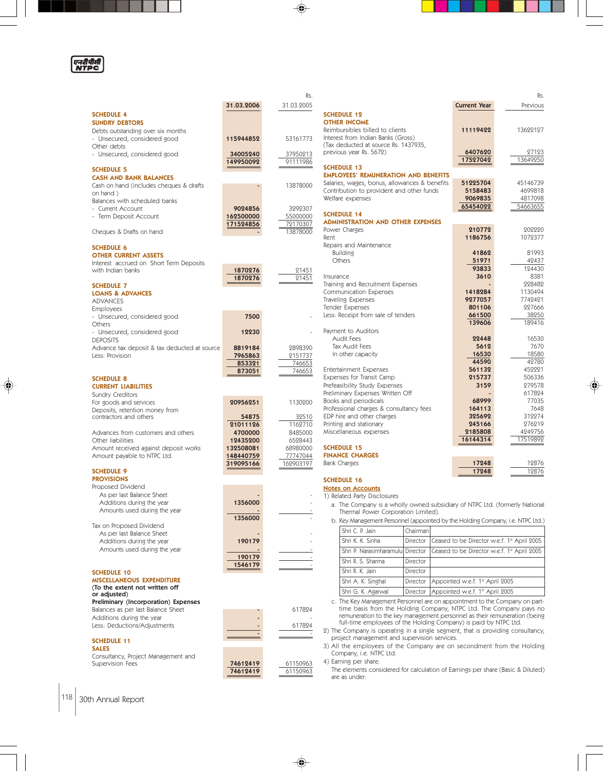Rs.

| | 31.03.2006 | 31.03.2005 |
|---|---|---|
| **SCHEDULE 4** | | |
| **SUNDRY DEBTORS** | | |
| Debts outstanding over six months | | |
| - Unsecured, considered good | 115944852 | 53161773 |
| Other debts | | |
| - Unsecured, considered good | 34005240 | 37950213 |
| | 149950092 | 91111986 |
| **SCHEDULE 5** | | |
| **CASH AND BANK BALANCES** | | |
| Cash on hand (includes cheques & drafts on hand ) | - | 13878000 |
| Balances with scheduled banks | | |
| - Current Account | 9024856 | 3292307 |
| - Term Deposit Account | 162500000 | 55000000 |
| | 171524856 | 72170307 |
| Cheques & Drafts on hand | - | 13878000 |
| **SCHEDULE 6** | | |
| **OTHER CURRENT ASSETS** | | |
| Interest accrued on Short Term Deposits with Indian banks | 1870276 | 21451 |
| | 1870276 | 21451 |
| **SCHEDULE 7** | | |
| **LOANS & ADVANCES** | | |
| ADVANCES | | |
| Employees | | |
| - Unsecured, considered good | 7500 | - |
| Others | | |
| - Unsecured, considered good | 12230 | - |
| DEPOSITS | | |
| Advance tax deposit & tax deducted at source | 8819184 | 2898390 |
| Less: Provision | 7965863 | 2151737 |
| | 853321 | 746653 |
| | 873051 | 746653 |
| **SCHEDULE 8** | | |
| **CURRENT LIABILITIES** | | |
| Sundry Creditors | | |
| For goods and services | 20956251 | 1130200 |
| Deposits, retention money from contractors and others | 54875 | 32510 |
| | 21011126 | 1162710 |
| Advances from customers and others | 4700000 | 8485000 |
| Other liabilities | 12435200 | 6528443 |
| Amount received against deposit works | 132508081 | 68980000 |
| Amount payable to NTPC Ltd. | 148440759 | 77747044 |
| | 319095166 | 162903197 |
| **SCHEDULE 9** | | |
| **PROVISIONS** | | |
| Proposed Dividend | | |
| As per last Balance Sheet | - | - |
| Additions during the year | 1356000 | - |
| Amounts used during the year | - | - |
| | 1356000 | - |
| Tax on Proposed Dividend | | |
| As per last Balance Sheet | - | - |
| Additions during the year | 190179 | - |
| Amounts used during the year | - | - |
| | 190179 | - |
| | 1546179 | - |
| **SCHEDULE 10** | | |
| **MISCELLANEOUS EXPENDITURE** | | |
| **(To the extent not written off or adjusted)** | | |
| **Preliminary (Incorporation) Expenses** | | |
| Balances as per last Balance Sheet | - | 617824 |
| Additions during the year | - | - |
| Less: Deductions/Adjustments | - | 617824 |
| | - | - |
| **SCHEDULE 11** | | |
| **SALES** | | |
| Consultancy, Project Management and Supervision Fees | 74612419 | 61150963 |
| | 74612419 | 61150963 |

Rs.

| | Current Year | Previous |
|---|---|---|
| **SCHEDULE 12** | | |
| **OTHER INCOME** | | |
| Reimbursibles billed to clients | 11119422 | 13622127 |
| Interest from Indian Banks (Gross) (Tax deducted at source Rs. 1437935, previous year Rs. 5672) | 6407620 | 27123 |
| | 17527042 | 13649250 |
| **SCHEDULE 13** | | |
| **EMPLOYEES' REMUNERATION AND BENEFITS** | | |
| Salaries, wages, bonus, allowances & benefits | 51225704 | 45146739 |
| Contribution to provident and other funds | 5158483 | 4699818 |
| Welfare expenses | 9069835 | 4817098 |
| | 65454022 | 54663655 |
| **SCHEDULE 14** | | |
| **ADMINISTRATION AND OTHER EXPENSES** | | |
| Power Charges | 210772 | 202220 |
| Rent | 1186756 | 1072377 |
| Repairs and Maintenance | | |
| Building | 41862 | 81993 |
| Others | 51971 | 42437 |
| | 93833 | 124430 |
| Insurance | 3610 | 8381 |
| Training and Recruitment Expenses | - | 228482 |
| Communication Expenses | 1418284 | 1130494 |
| Traveling Expenses | 9277057 | 7742421 |
| Tender Expenses | 801106 | 227666 |
| Less: Receipt from sale of tenders | 661500 | 38250 |
| | 139606 | 189416 |
| Payment to Auditors | | |
| Audit Fees | 22448 | 16530 |
| Tax Audit Fees | 5612 | 7670 |
| In other capacity | 16530 | 18580 |
| | 44590 | 42780 |
| Entertainment Expenses | 561132 | 452221 |
| Expenses for Transit Camp | 215737 | 506336 |
| Prefeasibility Study Expenses | 3159 | 279578 |
| Preliminary Expenses Written Off | - | 617824 |
| Books and periodicals | 68999 | 77035 |
| Professional charges & consultancy fees | 164113 | 7648 |
| EDP hire and other charges | 325692 | 312274 |
| Printing and stationary | 245166 | 276219 |
| Miscellaneous expenses | 2185808 | 4249756 |
| | 16144314 | 17519892 |
| **SCHEDULE 15** | | |
| **FINANCE CHARGES** | | |
| Bank Charges | 17248 | 12876 |
| | 17248 | 12876 |

**SCHEDULE 16**

**Notes on Accounts**

1) Related Party Disclosures

a. The Company is a wholly owned subsidiary of NTPC Ltd. (formerly National Thermal Power Corporation Limited).

b. Key Management Personnel (appointed by the Holding Company, i.e. NTPC Ltd.)

| | | |
|---|---|---|
| Shri C. P. Jain | Chairman | |
| Shri K. K. Sinha | Director | Ceased to be Director w.e.f. 1st April 2005 |
| Shri P. Narasimharamulu | Director | Ceased to be Director w.e.f. 1st April 2005 |
| Shri R. S. Sharma | Director | |
| Shri R. K. Jain | Director | |
| Shri A. K. Singhal | Director | Appointed w.e.f. 1st April 2005 |
| Shri G. K. Agarwal | Director | Appointed w.e.f. 1st April 2005 |

c. The Key Management Personnel are on appointment to the Company on part-time basis from the Holding Company, NTPC Ltd. The Company pays no remuneration to the key management personnel as their remuneration (being full-time employees of the Holding Company) is paid by NTPC Ltd.

2) The Company is operating in a single segment, that is providing consultancy, project management and supervision services.

3) All the employees of the Company are on secondment from the Holding Company, i.e. NTPC Ltd.

4) Earning per share:

The elements considered for calculation of Earnings per share (Basic & Diluted) are as under: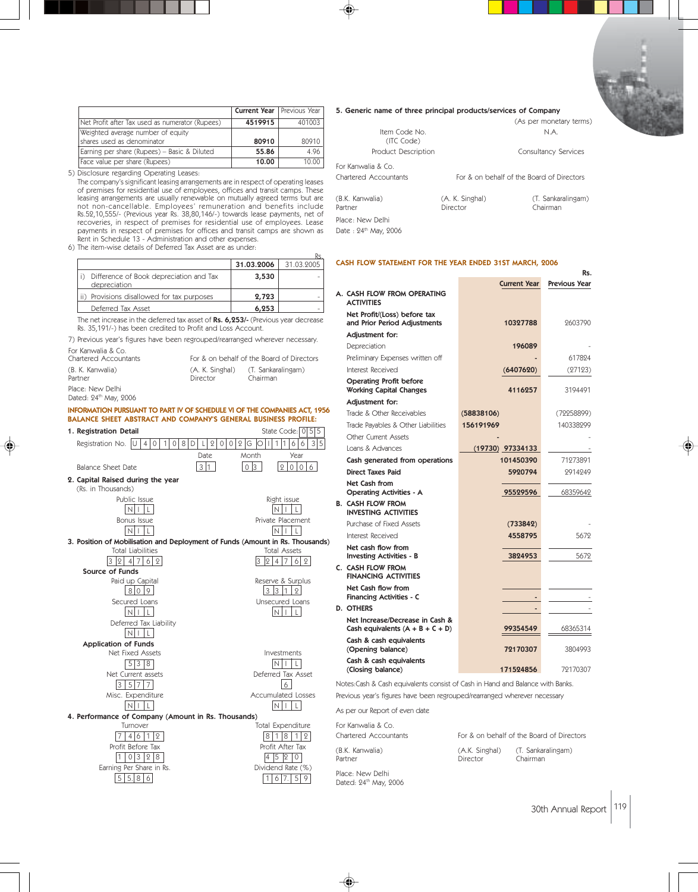| | Current Year | Previous Year |
|---|---|---|
| Net Profit after Tax used as numerator (Rupees) | **4519915** | 401003 |
| Weighted average number of equity shares used as denominator | **80910** | 80910 |
| Earning per share (Rupees) – Basic & Diluted | **55.86** | 4.96 |
| Face value per share (Rupees) | **10.00** | 10.00 |

5) Disclosure regarding Operating Leases:
The company's significant leasing arrangements are in respect of operating leases of premises for residential use of employees, offices and transit camps. These leasing arrangements are usually renewable on mutually agreed terms but are not non-cancellable. Employees' remuneration and benefits include Rs.52,10,555/- (Previous year Rs. 38,80,146/-) towards lease payments, net of recoveries, in respect of premises for residential use of employees. Lease payments in respect of premises for offices and transit camps are shown as Rent in Schedule 13 - Administration and other expenses.

6) The item-wise details of Deferred Tax Asset are as under:

Rs.

| | 31.03.2006 | 31.03.2005 |
|---|---|---|
| i) Difference of Book depreciation and Tax depreciation | **3,530** | - |
| ii) Provisions disallowed for tax purposes | **2,723** | - |
| Deferred Tax Asset | **6,253** | - |

The net increase in the deferred tax asset of **Rs. 6,253/-** (Previous year decrease Rs. 35,191/-) has been credited to Profit and Loss Account.

7) Previous year's figures have been regrouped/rearranged wherever necessary.

For Kanwalia & Co.
Chartered Accountants

For & on behalf of the Board of Directors

(B. K. Kanwalia) Partner | (A. K. Singhal) Director | (T. Sankaralingam) Chairman

Place: New Delhi
Dated: 24th May, 2006

## INFORMATION PURSUANT TO PART IV OF SCHEDULE VI OF THE COMPANIES ACT, 1956 BALANCE SHEET ABSTRACT AND COMPANY'S GENERAL BUSINESS PROFILE:

**1. Registration Detail**

Registration No. U40108DL2002GOI116635 &nbsp;&nbsp; State Code: 055

Balance Sheet Date: Date 31, Month 03, Year 2006

**2. Capital Raised during the year**
(Rs. in Thousands)

| Public Issue | Right issue |
|---|---|
| NIL | NIL |
| **Bonus Issue** | **Private Placement** |
| NIL | NIL |

**3. Position of Mobilisation and Deployment of Funds (Amount in Rs. Thousands)**

| Total Liabilities | Total Assets |
|---|---|
| 324762 | 324762 |

**Source of Funds**

| Paid up Capital | Reserve & Surplus |
|---|---|
| 809 | 3312 |
| **Secured Loans** | **Unsecured Loans** |
| NIL | NIL |
| **Deferred Tax Liability** | |
| NIL | |

**Application of Funds**

| Net Fixed Assets | Investments |
|---|---|
| 538 | NIL |
| **Net Current assets** | **Deferred Tax Asset** |
| 3577 | 6 |
| **Misc. Expenditure** | **Accumulated Losses** |
| NIL | NIL |

**4. Performance of Company (Amount in Rs. Thousands)**

| Turnover | Total Expenditure |
|---|---|
| 74612 | 81812 |
| **Profit Before Tax** | **Profit After Tax** |
| 10328 | 4520 |
| **Earning Per Share in Rs.** | **Dividend Rate (%)** |
| 55.86 | 167.59 |

**5. Generic name of three principal products/services of Company**
(As per monetary terms)

| | |
|---|---|
| Item Code No. (ITC Code) | N.A. |
| Product Description | Consultancy Services |

For Kanwalia & Co.
Chartered Accountants

For & on behalf of the Board of Directors

(B.K. Kanwalia) Partner | (A. K. Singhal) Director | (T. Sankaralingam) Chairman

Place: New Delhi
Date : 24th May, 2006

## CASH FLOW STATEMENT FOR THE YEAR ENDED 31ST MARCH, 2006

Rs.

| | | Current Year | Previous Year |
|---|---|---|---|
| **A. CASH FLOW FROM OPERATING ACTIVITIES** | | | |
| **Net Profit/(Loss) before tax and Prior Period Adjustments** | | **10327788** | 2603790 |
| **Adjustment for:** | | | |
| Depreciation | | **196089** | - |
| Preliminary Expenses written off | | **-** | 617824 |
| Interest Received | | **(6407620)** | (27123) |
| **Operating Profit before Working Capital Changes** | | **4116257** | 3194491 |
| **Adjustment for:** | | | |
| Trade & Other Receivables | **(58838106)** | | (72258899) |
| Trade Payables & Other Liabilities | **156191969** | | 140338299 |
| Other Current Assets | **-** | | - |
| Loans & Advances | **(19730)** | **97334133** | - |
| **Cash generated from operations** | | **101450390** | 71273891 |
| **Direct Taxes Paid** | | **5920794** | 2914249 |
| **Net Cash from Operating Activities - A** | | **95529596** | 68359642 |
| **B. CASH FLOW FROM INVESTING ACTIVITIES** | | | |
| Purchase of Fixed Assets | | **(733842)** | - |
| Interest Received | | **4558795** | 5672 |
| **Net cash flow from Investing Activities - B** | | **3824953** | 5672 |
| **C. CASH FLOW FROM FINANCING ACTIVITIES** | | | |
| **Net Cash flow from Financing Activities - C** | | **-** | - |
| **D. OTHERS** | | **-** | - |
| **Net Increase/Decrease in Cash & Cash equivalents (A + B + C + D)** | | **99354549** | 68365314 |
| **Cash & cash equivalents (Opening balance)** | | **72170307** | 3804993 |
| **Cash & cash equivalents (Closing balance)** | | **171524856** | 72170307 |

Notes:Cash & Cash equivalents consist of Cash in Hand and Balance with Banks.

Previous year's figures have been regrouped/rearranged wherever necessary

As per our Report of even date

For Kanwalia & Co.
Chartered Accountants

For & on behalf of the Board of Directors

(B.K. Kanwalia) Partner | (A.K. Singhal) Director | (T. Sankaralingam) Chairman

Place: New Delhi
Dated: 24th May, 2006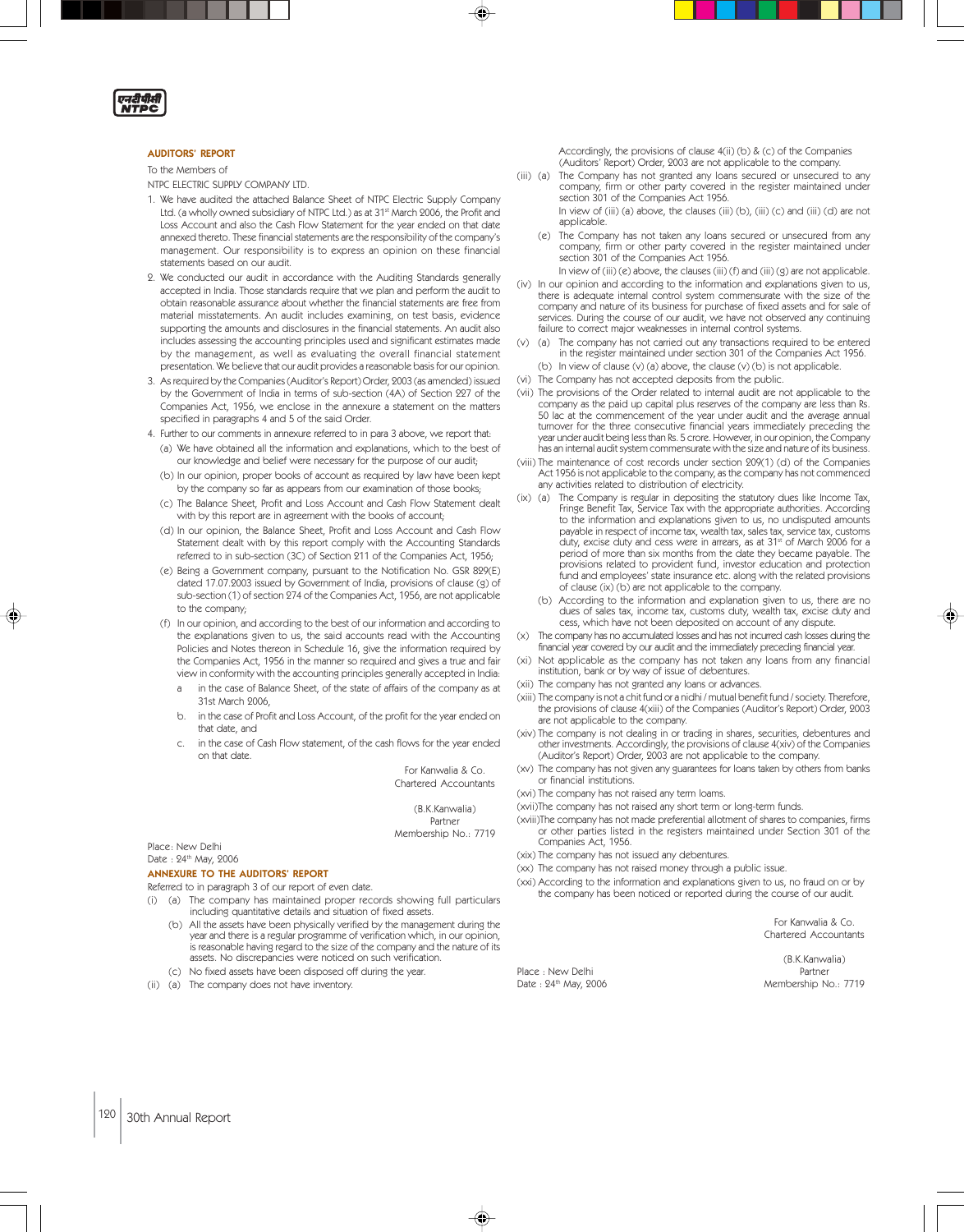## AUDITORS' REPORT

To the Members of

NTPC ELECTRIC SUPPLY COMPANY LTD.

1. We have audited the attached Balance Sheet of NTPC Electric Supply Company Ltd. (a wholly owned subsidiary of NTPC Ltd.) as at 31st March 2006, the Profit and Loss Account and also the Cash Flow Statement for the year ended on that date annexed thereto. These financial statements are the responsibility of the company's management. Our responsibility is to express an opinion on these financial statements based on our audit.
2. We conducted our audit in accordance with the Auditing Standards generally accepted in India. Those standards require that we plan and perform the audit to obtain reasonable assurance about whether the financial statements are free from material misstatements. An audit includes examining, on test basis, evidence supporting the amounts and disclosures in the financial statements. An audit also includes assessing the accounting principles used and significant estimates made by the management, as well as evaluating the overall financial statement presentation. We believe that our audit provides a reasonable basis for our opinion.
3. As required by the Companies (Auditor's Report) Order, 2003 (as amended) issued by the Government of India in terms of sub-section (4A) of Section 227 of the Companies Act, 1956, we enclose in the annexure a statement on the matters specified in paragraphs 4 and 5 of the said Order.
4. Further to our comments in annexure referred to in para 3 above, we report that:
   - (a) We have obtained all the information and explanations, which to the best of our knowledge and belief were necessary for the purpose of our audit;
   - (b) In our opinion, proper books of account as required by law have been kept by the company so far as appears from our examination of those books;
   - (c) The Balance Sheet, Profit and Loss Account and Cash Flow Statement dealt with by this report are in agreement with the books of account;
   - (d) In our opinion, the Balance Sheet, Profit and Loss Account and Cash Flow Statement dealt with by this report comply with the Accounting Standards referred to in sub-section (3C) of Section 211 of the Companies Act, 1956;
   - (e) Being a Government company, pursuant to the Notification No. GSR 829(E) dated 17.07.2003 issued by Government of India, provisions of clause (g) of sub-section (1) of section 274 of the Companies Act, 1956, are not applicable to the company;
   - (f) In our opinion, and according to the best of our information and according to the explanations given to us, the said accounts read with the Accounting Policies and Notes thereon in Schedule 16, give the information required by the Companies Act, 1956 in the manner so required and gives a true and fair view in conformity with the accounting principles generally accepted in India:
     - a in the case of Balance Sheet, of the state of affairs of the company as at 31st March 2006,
     - b. in the case of Profit and Loss Account, of the profit for the year ended on that date, and
     - c. in the case of Cash Flow statement, of the cash flows for the year ended on that date.

For Kanwalia & Co.
Chartered Accountants

(B.K.Kanwalia)
Partner
Membership No.: 7719

Place: New Delhi
Date : 24th May, 2006

## ANNEXURE TO THE AUDITORS' REPORT

Referred to in paragraph 3 of our report of even date.

(i) (a) The company has maintained proper records showing full particulars including quantitative details and situation of fixed assets.

(b) All the assets have been physically verified by the management during the year and there is a regular programme of verification which, in our opinion, is reasonable having regard to the size of the company and the nature of its assets. No discrepancies were noticed on such verification.

(c) No fixed assets have been disposed off during the year.

(ii) (a) The company does not have inventory.

Accordingly, the provisions of clause 4(ii) (b) & (c) of the Companies (Auditors' Report) Order, 2003 are not applicable to the company.

(iii) (a) The Company has not granted any loans secured or unsecured to any company, firm or other party covered in the register maintained under section 301 of the Companies Act 1956.

In view of (iii) (a) above, the clauses (iii) (b), (iii) (c) and (iii) (d) are not applicable.

(e) The Company has not taken any loans secured or unsecured from any company, firm or other party covered in the register maintained under section 301 of the Companies Act 1956.

In view of (iii) (e) above, the clauses (iii) (f) and (iii) (g) are not applicable.

(iv) In our opinion and according to the information and explanations given to us, there is adequate internal control system commensurate with the size of the company and nature of its business for purchase of fixed assets and for sale of services. During the course of our audit, we have not observed any continuing failure to correct major weaknesses in internal control systems.

(v) (a) The company has not carried out any transactions required to be entered in the register maintained under section 301 of the Companies Act 1956.

(b) In view of clause (v) (a) above, the clause (v) (b) is not applicable.

(vi) The Company has not accepted deposits from the public.

(vii) The provisions of the Order related to internal audit are not applicable to the company as the paid up capital plus reserves of the company are less than Rs. 50 lac at the commencement of the year under audit and the average annual turnover for the three consecutive financial years immediately preceding the year under audit being less than Rs. 5 crore. However, in our opinion, the Company has an internal audit system commensurate with the size and nature of its business.

(viii) The maintenance of cost records under section 209(1) (d) of the Companies Act 1956 is not applicable to the company, as the company has not commenced any activities related to distribution of electricity.

(ix) (a) The Company is regular in depositing the statutory dues like Income Tax, Fringe Benefit Tax, Service Tax with the appropriate authorities. According to the information and explanations given to us, no undisputed amounts payable in respect of income tax, wealth tax, sales tax, service tax, customs duty, excise duty and cess were in arrears, as at 31st of March 2006 for a period of more than six months from the date they became payable. The provisions related to provident fund, investor education and protection fund and employees' state insurance etc. along with the related provisions of clause (ix) (b) are not applicable to the company.

(b) According to the information and explanation given to us, there are no dues of sales tax, income tax, customs duty, wealth tax, excise duty and cess, which have not been deposited on account of any dispute.

(x) The company has no accumulated losses and has not incurred cash losses during the financial year covered by our audit and the immediately preceding financial year.

(xi) Not applicable as the company has not taken any loans from any financial institution, bank or by way of issue of debentures.

(xii) The company has not granted any loans or advances.

(xiii) The company is not a chit fund or a nidhi / mutual benefit fund / society. Therefore, the provisions of clause 4(xiii) of the Companies (Auditor's Report) Order, 2003 are not applicable to the company.

(xiv) The company is not dealing in or trading in shares, securities, debentures and other investments. Accordingly, the provisions of clause 4(xiv) of the Companies (Auditor's Report) Order, 2003 are not applicable to the company.

(xv) The company has not given any guarantees for loans taken by others from banks or financial institutions.

(xvi) The company has not raised any term loams.

(xvii) The company has not raised any short term or long-term funds.

(xviii) The company has not made preferential allotment of shares to companies, firms or other parties listed in the registers maintained under Section 301 of the Companies Act, 1956.

(xix) The company has not issued any debentures.

(xx) The company has not raised money through a public issue.

(xxi) According to the information and explanations given to us, no fraud on or by the company has been noticed or reported during the course of our audit.

For Kanwalia & Co.
Chartered Accountants

(B.K.Kanwalia)
Partner
Membership No.: 7719

Place : New Delhi
Date : 24th May, 2006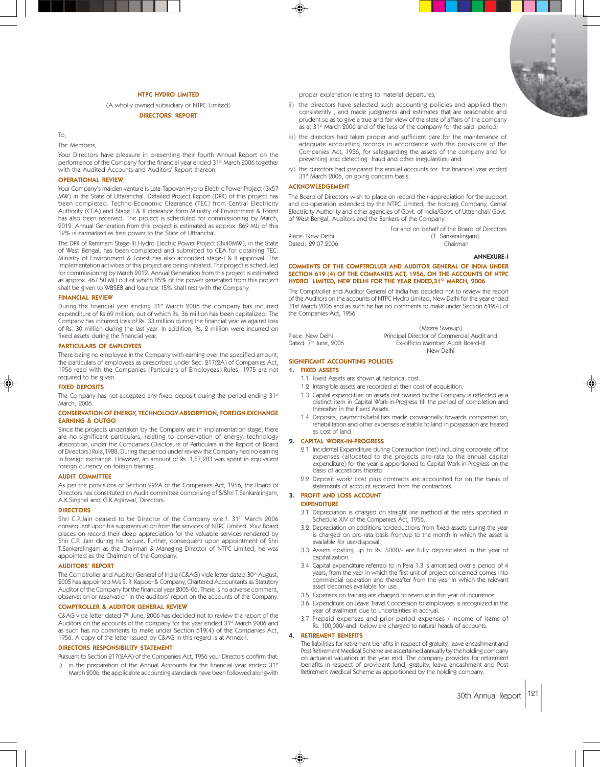# NTPC HYDRO LIMITED

(A wholly owned subsidiary of NTPC Limited)

## DIRECTORS' REPORT

To,

The Members,

Your Directors have pleasure in presenting their fourth Annual Report on the performance of the Company for the financial year ended 31st March 2006 together with the Audited Accounts and Auditors' Report thereon.

### OPERATIONAL REVIEW

Your Company's maiden venture is Lata-Tapovan Hydro Electric Power Project (3x57 MW) in the State of Uttaranchal. Detailed Project Report (DPR) of this project has been completed. Techno-Economic Clearance (TEC) from Central Electricity Authority (CEA) and Stage I & II clearance form Ministry of Environment & Forest has also been received. The project is scheduled for commissioning by March, 2012. Annual Generation from this project is estimated as approx. 869 MU of this 12% is earmarked as free power to the State of Uttranchal.

The DPR of Rammam Stage-III Hydro Electric Power Project (3x40MW), in the State of West Bengal, has been completed and submitted to CEA for obtaining TEC. Ministry of Environment & Forest has also accorded stage-I & II approval. The implementation activities of this project are being initiated. The project is scheduled for commissioning by March 2012. Annual Generation from this project is estimated as approx. 467.50 MU out of which 85% of the power generated from this project shall be given to WBSEB and balance 15% shall rest with the Company.

### FINANCIAL REVIEW

During the financial year ending 31st March 2006 the company has incurred expenditure of Rs 69 million, out of which Rs. 36 million has been capitalized. The Company has incurred loss of Rs. 33 million during the financial year as against loss of Rs. 30 million during the last year. In addition, Rs. 2 million were incurred on fixed assets during the financial year.

### PARTICULARS OF EMPLOYEES

There being no employee in the Company with earning over the specified amount, the particulars of employees as prescribed under Sec. 217(2A) of Companies Act, 1956 read with the Companies (Particulars of Employees) Rules, 1975 are not required to be given.

### FIXED DEPOSITS

The Company has not accepted any fixed deposit during the period ending 31st March, 2006.

### CONSERVATION OF ENERGY, TECHNOLOGY ABSORPTION, FOREIGN EXCHANGE EARNING & OUTGO

Since the projects undertaken by the Company are in implementation stage, there are no significant particulars, relating to conservation of energy, technology absorption, under the Companies (Disclosure of Particulars in the Report of Board of Directors) Rule,1988. During the period under review the Company had no earning in foreign exchange. However, an amount of Rs. 1,57,283 was spent in equivalent foreign currency on foreign training.

### AUDIT COMMITTEE

As per the provisions of Section 292A of the Companies Act, 1956, the Board of Directors has constituted an Audit committee comprising of S/Shri T.Sankaralingam, A.K.Singhal and G.K.Agarwal, Directors.

### DIRECTORS

Shri C.P.Jain ceased to be Director of the Company w.e.f. 31st March 2006 consequent upon his superannuation from the services of NTPC Limited. Your Board places on record their deep appreciation for the valuable services rendered by Shri C.P. Jain during his tenure. Further, consequent upon appointment of Shri T.Sankaralingam as the Chairman & Managing Director of NTPC Limited, he was appointed as the Chairman of the Company.

### AUDITORS' REPORT

The Comptroller and Auditor General of India (C&AG) vide letter dated 30th August, 2005 has appointed M/s S. R. Kapoor & Company, Chartered Accountants as Statutory Auditor of the Company for the financial year 2005-06. There is no adverse comment, observation or reservation in the auditors' report on the accounts of the Company.

### COMPTROLLER & AUDITOR GENERAL REVIEW

C&AG vide letter dated 7th June, 2006 has decided not to review the report of the Auditors on the accounts of the company for the year ended 31st March 2006 and as such has no comments to make under Section 619(4) of the Companies Act, 1956. A copy of the letter issued by C&AG in this regard is at Annex-I.

### DIRECTORS RESPONSIBILITY STATEMENT

Pursuant to Section 217(2AA) of the Companies Act, 1956 your Directors confirm that:

i) in the preparation of the Annual Accounts for the financial year ended 31st March 2006, the applicable accounting standards have been followed alongwith proper explanation relating to material departures;

ii) the directors have selected such accounting policies and applied them consistently , and made judgments and estimates that are reasonable and prudent so as to give a true and fair view of the state of affairs of the company as at 31st March 2006 and of the loss of the company for the said period;

iii) the directors had taken proper and sufficient care for the maintenance of adequate accounting records in accordance with the provisions of the Companies Act, 1956, for safeguarding the assets of the company and for preventing and detecting fraud and other irregularities; and

iv) the directors had prepared the annual accounts for the financial year ended 31st March 2006, on going concern basis.

### ACKNOWLEDGEMENT

The Board of Directors wish to place on record their appreciation for the support and co-operation extended by the NTPC Limited, the holding Company, Cental Electricity Authority and other agencies of Govt. of India/Govt. of Uttranchal/ Govt. of West Bengal, Auditors and the Bankers of the Company.

For and on behalf of the Board of Directors

Place: New Delhi
Dated: 29.07.2006

(T. Sankaralingam)
Chairman

**ANNEXURE-I**

### COMMENTS OF THE COMPTROLLER AND AUDITOR GENERAL OF INDIA UNDER SECTION 619 (4) OF THE COMPANIES ACT, 1956, ON THE ACCOUNTS OF NTPC HYDRO LIMITED, NEW DELHI FOR THE YEAR ENDED,31ST MARCH, 2006

The Comptroller and Auditor General of India has decided not to review the report of the Auditors on the accounts of NTPC Hydro Limited, New Delhi for the year ended 31st March 2006 and as such he has no comments to make under Section 619(4) of the Companies Act, 1956

Place: New Delhi
Dated: 7th June, 2006

(Meera Swraup)
Principal Director of Commercial Audit and
Ex-officio Member Audit Board-III
New Delhi

### SIGNIFICANT ACCOUNTING POLICIES

**1. FIXED ASSETS**

1.1 Fixed Assets are shown at historical cost.

1.2 Intangible assets are recorded at their cost of acquisition.

1.3 Capital expenditure on assets not owned by the Company is reflected as a distinct item in Capital Work-in-Progress till the period of completion and thereafter in the Fixed Assets.

1.4 Deposits, payments/liabilities made provisionally towards compensation, rehabilitation and other expenses relatable to land in possession are treated as cost of land.

**2. CAPITAL WORK-IN-PROGRESS**

2.1 Incidental Expenditure during Construction (net) including corporate office expenses (allocated to the projects pro-rata to the annual capital expenditure) for the year is apportioned to Capital Work-in-Progress on the basis of accretions thereto.

2.2 Deposit work/ cost plus contracts are accounted for on the basis of statements of account received from the contractors.

**3. PROFIT AND LOSS ACCOUNT**

**EXPENDITURE**

3.1 Depreciation is charged on straight line method at the rates specified in Schedule XIV of the Companies Act, 1956.

3.2 Depreciation on additions to/deductions from fixed assets during the year is charged on pro-rata basis from/up to the month in which the asset is available for use/disposal.

3.3 Assets costing up to Rs. 5000/- are fully depreciated in the year of capitalization.

3.4 Capital expenditure referred to in Para 1.3 is amortised over a period of 4 years, from the year in which the first unit of project concerned comes into commercial operation and thereafter from the year in which the relevant asset becomes available for use.

3.5 Expenses on training are charged to revenue in the year of incurrence.

3.6 Expenditure on Leave Travel Concession to employees is recognized in the year of availment due to uncertainties in accrual.

3.7 Prepaid expenses and prior period expenses / income of items of Rs. 100,000/-and below are charged to natural heads of accounts.

**4. RETIREMENT BENEFITS**

The liabilities for retirement benefits in respect of gratuity, leave encashment and Post Retirement Medical Scheme are ascertained annually by the holding company on actuarial valuation at the year end. The company provides for retirement benefits in respect of provident fund, gratuity, leave encashment and Post Retirement Medical Scheme as apportioned by the holding company.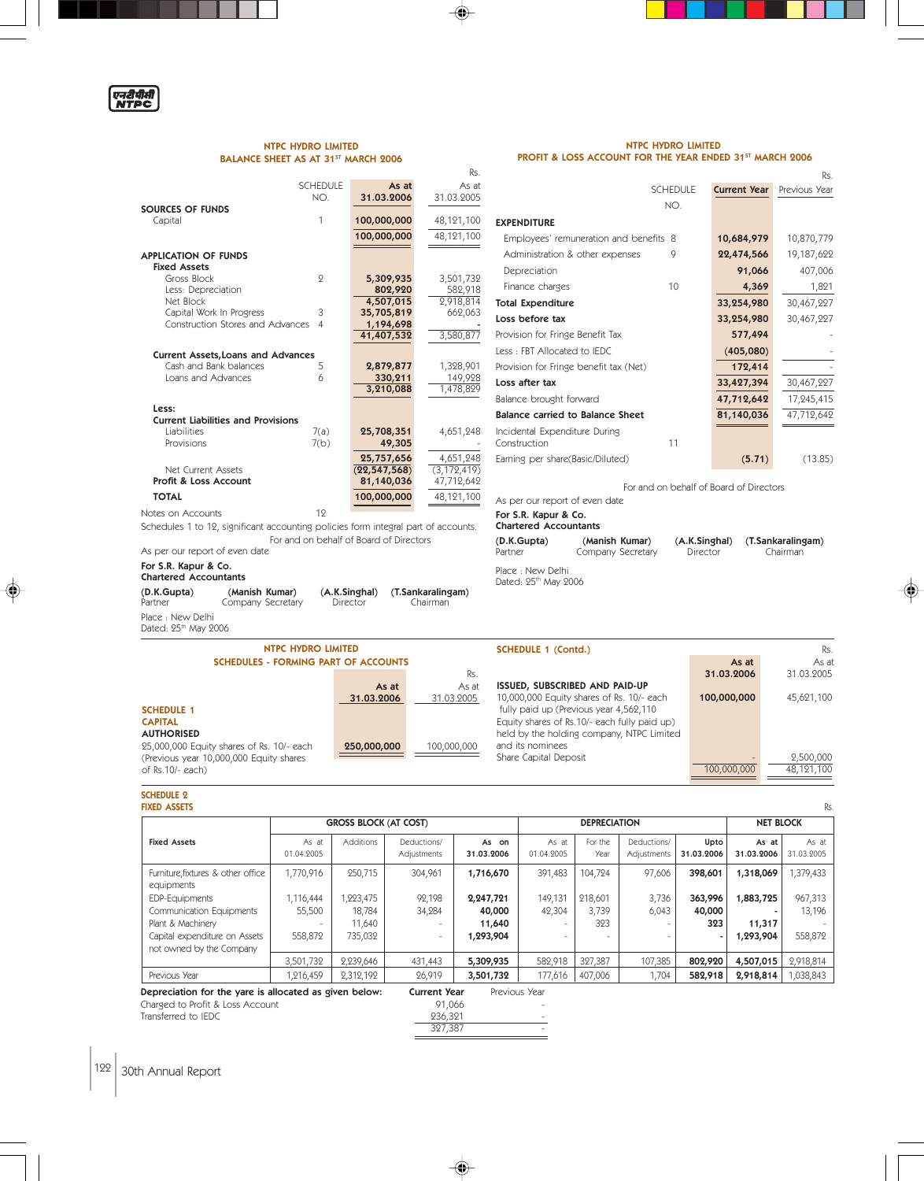## NTPC HYDRO LIMITED
### BALANCE SHEET AS AT 31ST MARCH 2006

Rs.

| | SCHEDULE NO. | As at 31.03.2006 | As at 31.03.2005 |
|---|---|---|---|
| **SOURCES OF FUNDS** | | | |
| Capital | 1 | 100,000,000 | 48,121,100 |
| | | 100,000,000 | 48,121,100 |
| **APPLICATION OF FUNDS** | | | |
| **Fixed Assets** | | | |
| Gross Block | 2 | 5,309,935 | 3,501,732 |
| Less: Depreciation | | 802,920 | 582,918 |
| Net Block | | 4,507,015 | 2,918,814 |
| Capital Work In Progress | 3 | 35,705,819 | 662,063 |
| Construction Stores and Advances | 4 | 1,194,698 | - |
| | | 41,407,532 | 3,580,877 |
| **Current Assets,Loans and Advances** | | | |
| Cash and Bank balances | 5 | 2,879,877 | 1,328,901 |
| Loans and Advances | 6 | 330,211 | 149,928 |
| | | 3,210,088 | 1,478,829 |
| **Less:** | | | |
| **Current Liabilities and Provisions** | | | |
| Liabilities | 7(a) | 25,708,351 | 4,651,248 |
| Provisions | 7(b) | 49,305 | - |
| | | 25,757,656 | 4,651,248 |
| Net Current Assets | | (22,547,568) | (3,172,419) |
| **Profit & Loss Account** | | 81,140,036 | 47,712,642 |
| **TOTAL** | | 100,000,000 | 48,121,100 |
| Notes on Accounts | 12 | | |

Schedules 1 to 12, significant accounting policies form integral part of accounts.

For and on behalf of Board of Directors

As per our report of even date

**For S.R. Kapur & Co.**
**Chartered Accountants**

| **(D.K.Gupta)** | **(Manish Kumar)** | **(A.K.Singhal)** | **(T.Sankaralingam)** |
|---|---|---|---|
| Partner | Company Secretary | Director | Chairman |

Place : New Delhi
Dated: 25th May 2006

## NTPC HYDRO LIMITED
### PROFIT & LOSS ACCOUNT FOR THE YEAR ENDED 31ST MARCH 2006

Rs.

| | SCHEDULE NO. | Current Year | Previous Year |
|---|---|---|---|
| **EXPENDITURE** | | | |
| Employees' remuneration and benefits | 8 | 10,684,979 | 10,870,779 |
| Administration & other expenses | 9 | 22,474,566 | 19,187,622 |
| Depreciation | | 91,066 | 407,006 |
| Finance charges | 10 | 4,369 | 1,821 |
| **Total Expenditure** | | 33,254,980 | 30,467,227 |
| **Loss before tax** | | 33,254,980 | 30,467,227 |
| Provision for Fringe Benefit Tax | | 577,494 | - |
| Less : FBT Allocated to IEDC | | (405,080) | - |
| Provision for Fringe benefit tax (Net) | | 172,414 | - |
| **Loss after tax** | | 33,427,394 | 30,467,227 |
| Balance brought forward | | 47,712,642 | 17,245,415 |
| **Balance carried to Balance Sheet** | | 81,140,036 | 47,712,642 |
| Incidental Expenditure During Construction | 11 | | |
| Earning per share(Basic/Diluted) | | (5.71) | (13.85) |

For and on behalf of Board of Directors

As per our report of even date

**For S.R. Kapur & Co.**
**Chartered Accountants**

| **(D.K.Gupta)** | **(Manish Kumar)** | **(A.K.Singhal)** | **(T.Sankaralingam)** |
|---|---|---|---|
| Partner | Company Secretary | Director | Chairman |

Place : New Delhi
Dated: 25th May 2006

## NTPC HYDRO LIMITED
### SCHEDULES - FORMING PART OF ACCOUNTS

Rs.

| | As at 31.03.2006 | As at 31.03.2005 |
|---|---|---|
| **SCHEDULE 1** | | |
| **CAPITAL** | | |
| **AUTHORISED** | | |
| 25,000,000 Equity shares of Rs. 10/- each (Previous year 10,000,000 Equity shares of Rs.10/- each) | 250,000,000 | 100,000,000 |

**SCHEDULE 1 (Contd.)**

Rs.

| | As at 31.03.2006 | As at 31.03.2005 |
|---|---|---|
| **ISSUED, SUBSCRIBED AND PAID-UP** | | |
| 10,000,000 Equity shares of Rs. 10/- each fully paid up (Previous year 4,562,110 Equity shares of Rs.10/- each fully paid up) held by the holding company, NTPC Limited and its nominees | 100,000,000 | 45,621,100 |
| Share Capital Deposit | - | 2,500,000 |
| | 100,000,000 | 48,121,100 |

**SCHEDULE 2**
**FIXED ASSETS**

Rs.

| Fixed Assets | GROSS BLOCK (AT COST) | | | | DEPRECIATION | | | | NET BLOCK | |
|---|---|---|---|---|---|---|---|---|---|---|
| | As at 01.04.2005 | Additions | Deductions/ Adjustments | As on 31.03.2006 | As at 01.04.2005 | For the Year | Deductions/ Adjustments | Upto 31.03.2006 | As at 31.03.2006 | As at 31.03.2005 |
| Furniture,fixtures & other office equipments | 1,770,916 | 250,715 | 304,961 | 1,716,670 | 391,483 | 104,724 | 97,606 | 398,601 | 1,318,069 | 1,379,433 |
| EDP-Equipments | 1,116,444 | 1,223,475 | 92,198 | 2,247,721 | 149,131 | 218,601 | 3,736 | 363,996 | 1,883,725 | 967,313 |
| Communication Equipments | 55,500 | 18,784 | 34,284 | 40,000 | 42,304 | 3,739 | 6,043 | 40,000 | - | 13,196 |
| Plant & Machinery | - | 11,640 | - | 11,640 | - | 323 | - | 323 | 11,317 | - |
| Capital expenditure on Assets not owned by the Company | 558,872 | 735,032 | - | 1,293,904 | - | - | - | - | 1,293,904 | 558,872 |
| | 3,501,732 | 2,239,646 | 431,443 | 5,309,935 | 582,918 | 327,387 | 107,385 | 802,920 | 4,507,015 | 2,918,814 |
| Previous Year | 1,216,459 | 2,312,192 | 26,919 | 3,501,732 | 177,616 | 407,006 | 1,704 | 582,918 | 2,918,814 | 1,038,843 |

| **Depreciation for the yare is allocated as given below:** | **Current Year** | Previous Year |
|---|---|---|
| Charged to Profit & Loss Account | 91,066 | - |
| Transferred to IEDC | 236,321 | - |
| | 327,387 | - |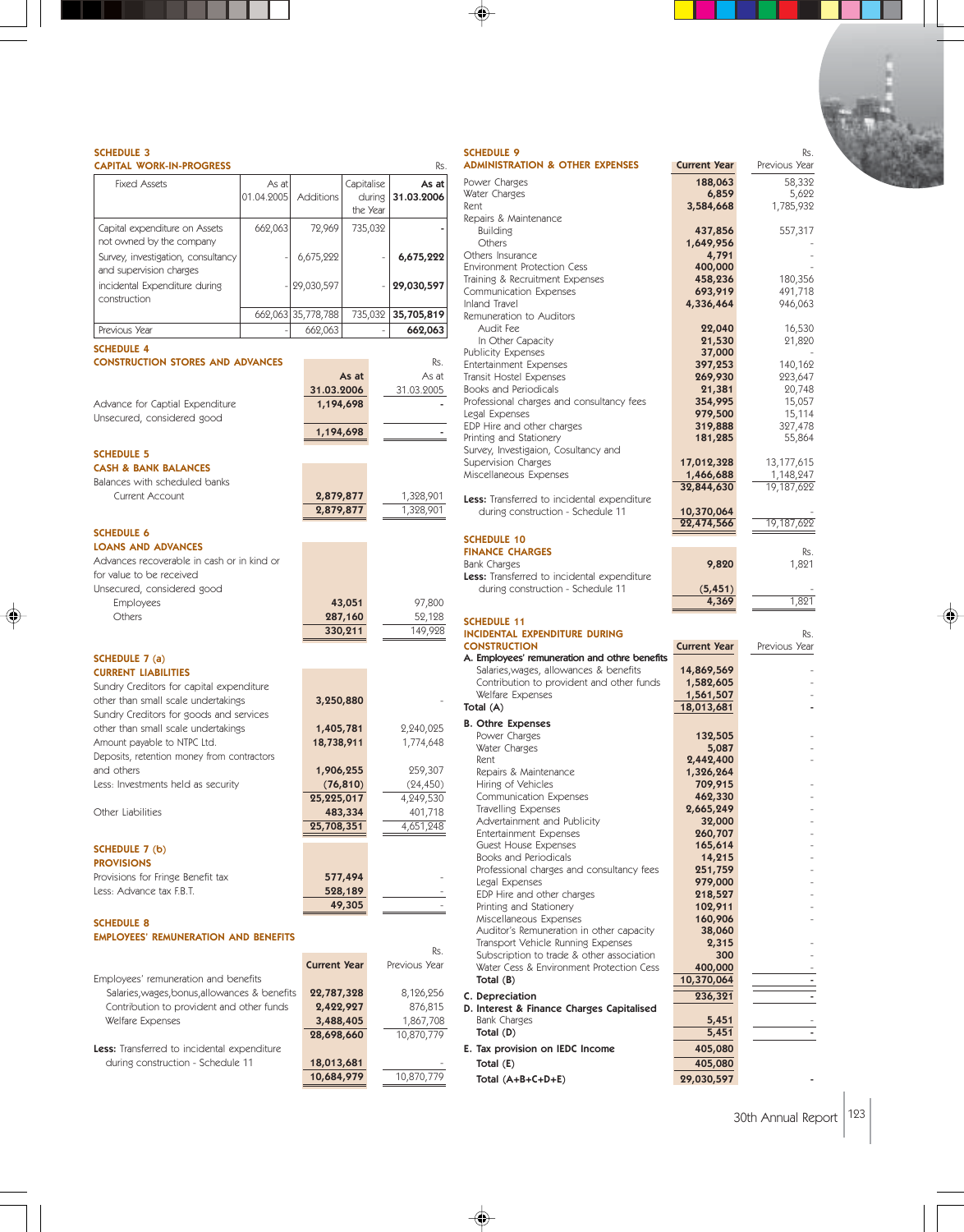## SCHEDULE 3
### CAPITAL WORK-IN-PROGRESS

Rs.

| Fixed Assets | As at 01.04.2005 | Additions | Capitalise during the Year | As at 31.03.2006 |
|---|---|---|---|---|
| Capital expenditure on Assets not owned by the company | 662,063 | 72,969 | 735,032 | - |
| Survey, investigation, consultancy and supervision charges | - | 6,675,222 | - | 6,675,222 |
| incidental Expenditure during construction | - | 29,030,597 | - | 29,030,597 |
| | 662,063 | 35,778,788 | 735,032 | 35,705,819 |
| Previous Year | - | 662,063 | - | 662,063 |

## SCHEDULE 4
### CONSTRUCTION STORES AND ADVANCES

Rs.

| | As at 31.03.2006 | As at 31.03.2005 |
|---|---|---|
| Advance for Captial Expenditure Unsecured, considered good | 1,194,698 | - |
| | 1,194,698 | - |

## SCHEDULE 5
### CASH & BANK BALANCES

| | | |
|---|---|---|
| Balances with scheduled banks | | |
| Current Account | 2,879,877 | 1,328,901 |
| | 2,879,877 | 1,328,901 |

## SCHEDULE 6
### LOANS AND ADVANCES

| | | |
|---|---|---|
| Advances recoverable in cash or in kind or for value to be received | | |
| Unsecured, considered good | | |
| Employees | 43,051 | 97,800 |
| Others | 287,160 | 52,128 |
| | 330,211 | 149,928 |

## SCHEDULE 7 (a)
### CURRENT LIABILITIES

| | | |
|---|---|---|
| Sundry Creditors for capital expenditure other than small scale undertakings | 3,250,880 | - |
| Sundry Creditors for goods and services other than small scale undertakings | 1,405,781 | 2,240,025 |
| Amount payable to NTPC Ltd. | 18,738,911 | 1,774,648 |
| Deposits, retention money from contractors and others | 1,906,255 | 259,307 |
| Less: Investments held as security | (76,810) | (24,450) |
| | 25,225,017 | 4,249,530 |
| Other Liabilities | 483,334 | 401,718 |
| | 25,708,351 | 4,651,248 |

## SCHEDULE 7 (b)
### PROVISIONS

| | | |
|---|---|---|
| Provisions for Fringe Benefit tax | 577,494 | - |
| Less: Advance tax F.B.T. | 528,189 | - |
| | 49,305 | - |

## SCHEDULE 8
### EMPLOYEES' REMUNERATION AND BENEFITS

Rs.

| | Current Year | Previous Year |
|---|---|---|
| Employees' remuneration and benefits | | |
| Salaries,wages,bonus,allowances & benefits | 22,787,328 | 8,126,256 |
| Contribution to provident and other funds | 2,422,927 | 876,815 |
| Welfare Expenses | 3,488,405 | 1,867,708 |
| | 28,698,660 | 10,870,779 |
| **Less:** Transferred to incidental expenditure during construction - Schedule 11 | 18,013,681 | - |
| | 10,684,979 | 10,870,779 |

## SCHEDULE 9
### ADMINISTRATION & OTHER EXPENSES

Rs.

| | Current Year | Previous Year |
|---|---|---|
| Power Charges | 188,063 | 58,332 |
| Water Charges | 6,859 | 5,622 |
| Rent | 3,584,668 | 1,785,932 |
| Repairs & Maintenance | | |
| Building | 437,856 | 557,317 |
| Others | 1,649,956 | - |
| Others Insurance | 4,791 | - |
| Environment Protection Cess | 400,000 | - |
| Training & Recruitment Expenses | 458,236 | 180,356 |
| Communication Expenses | 693,919 | 491,718 |
| Inland Travel | 4,336,464 | 946,063 |
| Remuneration to Auditors | | |
| Audit Fee | 22,040 | 16,530 |
| In Other Capacity | 21,530 | 21,820 |
| Publicity Expenses | 37,000 | - |
| Entertainment Expenses | 397,253 | 140,162 |
| Transit Hostel Expenses | 269,930 | 223,647 |
| Books and Periodicals | 21,381 | 20,748 |
| Professional charges and consultancy fees | 354,995 | 15,057 |
| Legal Expenses | 979,500 | 15,114 |
| EDP Hire and other charges | 319,888 | 327,478 |
| Printing and Stationery | 181,285 | 55,864 |
| Survey, Investigaion, Cosultancy and Supervision Charges | 17,012,328 | 13,177,615 |
| Miscellaneous Expenses | 1,466,688 | 1,148,247 |
| | 32,844,630 | 19,187,622 |
| **Less:** Transferred to incidental expenditure during construction - Schedule 11 | 10,370,064 | - |
| | 22,474,566 | 19,187,622 |

## SCHEDULE 10
### FINANCE CHARGES

Rs.

| | | |
|---|---|---|
| Bank Charges | 9,820 | 1,821 |
| **Less:** Transferred to incidental expenditure during construction - Schedule 11 | (5,451) | - |
| | 4,369 | 1,821 |

## SCHEDULE 11
### INCIDENTAL EXPENDITURE DURING CONSTRUCTION

Rs.

| | Current Year | Previous Year |
|---|---|---|
| **A. Employees' remuneration and othre benefits** | | |
| Salaries,wages, allowances & benefits | 14,869,569 | - |
| Contribution to provident and other funds | 1,582,605 | - |
| Welfare Expenses | 1,561,507 | - |
| **Total (A)** | 18,013,681 | - |
| **B. Othre Expenses** | | |
| Power Charges | 132,505 | - |
| Water Charges | 5,087 | - |
| Rent | 2,442,400 | - |
| Repairs & Maintenance | 1,326,264 | - |
| Hiring of Vehicles | 709,915 | - |
| Communication Expenses | 462,330 | - |
| Travelling Expenses | 2,665,249 | - |
| Advertainment and Publicity | 32,000 | - |
| Entertainment Expenses | 260,707 | - |
| Guest House Expenses | 165,614 | - |
| Books and Periodicals | 14,215 | - |
| Professional charges and consultancy fees | 251,759 | - |
| Legal Expenses | 979,000 | - |
| EDP Hire and other charges | 218,527 | - |
| Printing and Stationery | 102,911 | - |
| Miscellaneous Expenses | 160,906 | - |
| Auditor's Remuneration in other capacity | 38,060 | |
| Transport Vehicle Running Expenses | 2,315 | - |
| Subscription to trade & other association | 300 | - |
| Water Cess & Environment Protection Cess | 400,000 | - |
| **Total (B)** | 10,370,064 | - |
| **C. Depreciation** | 236,321 | - |
| **D. Interest & Finance Charges Capitalised** | | |
| Bank Charges | 5,451 | - |
| **Total (D)** | 5,451 | - |
| **E. Tax provision on IEDC Income** | 405,080 | |
| **Total (E)** | 405,080 | |
| **Total (A+B+C+D+E)** | 29,030,597 | - |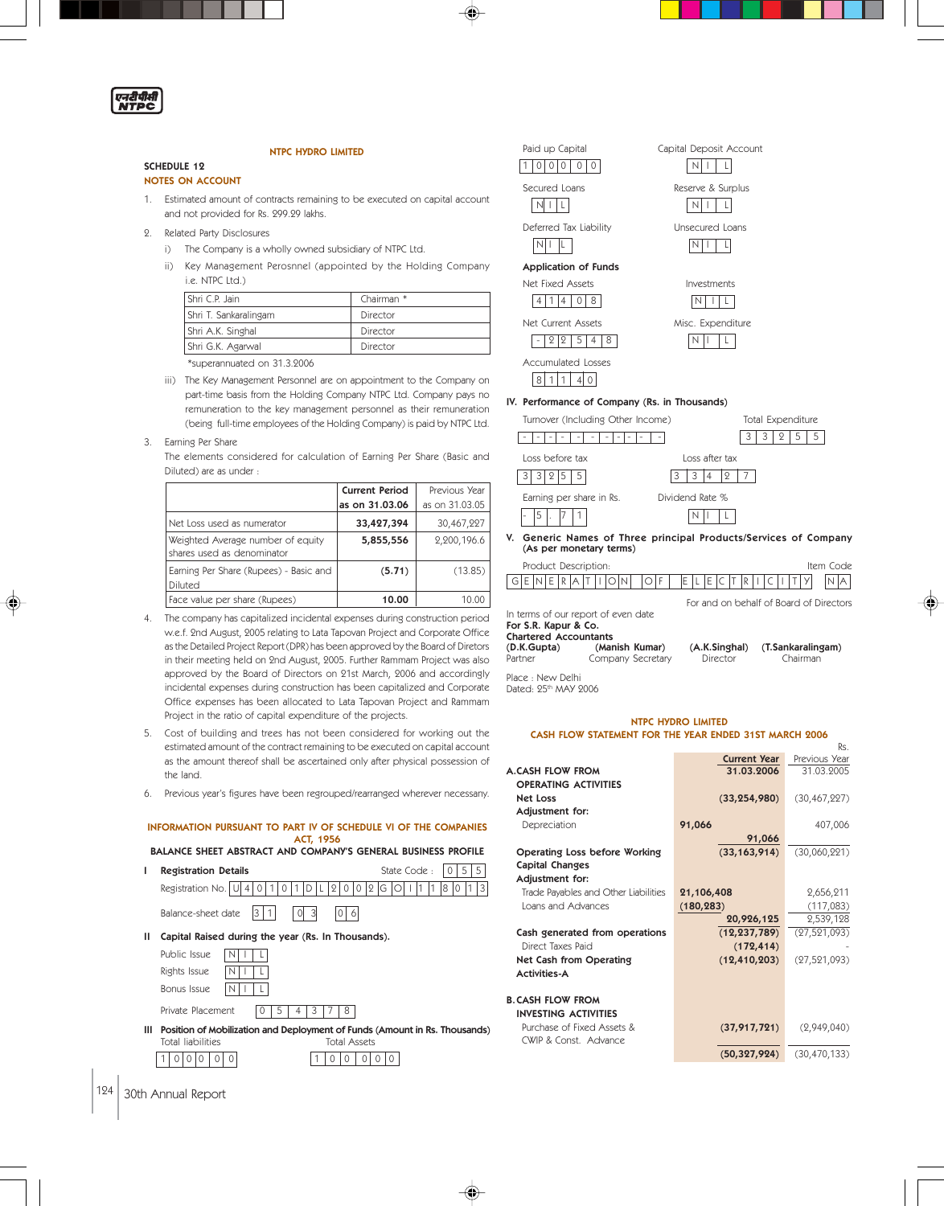## NTPC HYDRO LIMITED

### SCHEDULE 12

### NOTES ON ACCOUNT

1. Estimated amount of contracts remaining to be executed on capital account and not provided for Rs. 299.29 lakhs.

2. Related Party Disclosures

   i) The Company is a wholly owned subsidiary of NTPC Ltd.

   ii) Key Management Perosnnel (appointed by the Holding Company i.e. NTPC Ltd.)

| | |
|---|---|
| Shri C.P. Jain | Chairman * |
| Shri T. Sankaralingam | Director |
| Shri A.K. Singhal | Director |
| Shri G.K. Agarwal | Director |

   *superannuated on 31.3.2006

   iii) The Key Management Personnel are on appointment to the Company on part-time basis from the Holding Company NTPC Ltd. Company pays no remuneration to the key management personnel as their remuneration (being full-time employees of the Holding Company) is paid by NTPC Ltd.

3. Earning Per Share

   The elements considered for calculation of Earning Per Share (Basic and Diluted) are as under :

| | **Current Period as on 31.03.06** | Previous Year as on 31.03.05 |
|---|---|---|
| Net Loss used as numerator | **33,427,394** | 30,467,227 |
| Weighted Average number of equity shares used as denominator | **5,855,556** | 2,200,196.6 |
| Earning Per Share (Rupees) - Basic and Diluted | **(5.71)** | (13.85) |
| Face value per share (Rupees) | **10.00** | 10.00 |

4. The company has capitalized incidental expenses during construction period w.e.f. 2nd August, 2005 relating to Lata Tapovan Project and Corporate Office as the Detailed Project Report (DPR) has been approved by the Board of Diretors in their meeting held on 2nd August, 2005. Further Rammam Project was also approved by the Board of Directors on 21st March, 2006 and accordingly incidental expenses during construction has been capitalized and Corporate Office expenses has been allocated to Lata Tapovan Project and Rammam Project in the ratio of capital expenditure of the projects.

5. Cost of building and trees has not been considered for working out the estimated amount of the contract remaining to be executed on capital account as the amount thereof shall be ascertained only after physical possession of the land.

6. Previous year's figures have been regrouped/rearranged wherever necessary.

### INFORMATION PURSUANT TO PART IV OF SCHEDULE VI OF THE COMPANIES ACT, 1956

### BALANCE SHEET ABSTRACT AND COMPANY'S GENERAL BUSINESS PROFILE

**I Registration Details**

State Code : 0 5 5

Registration No. U 4 0 1 0 1 D L 2 0 0 2 G O I 1 1 8 0 1 3

Balance-sheet date 3 1 | 0 3 | 0 6

**II Capital Raised during the year (Rs. In Thousands).**

| | |
|---|---|
| Public Issue | N I L |
| Rights Issue | N I L |
| Bonus Issue | N I L |
| Private Placement | 0 5 4 3 7 8 |

**III Position of Mobilization and Deployment of Funds (Amount in Rs. Thousands)**

| | |
|---|---|
| Total liabilities | Total Assets |
| 1 0 0 0 0 0 | 1 0 0 0 0 0 |
| Paid up Capital | Capital Deposit Account |
| 1 0 0 0 0 0 | N I L |
| Secured Loans | Reserve & Surplus |
| N I L | N I L |
| Deferred Tax Liability | Unsecured Loans |
| N I L | N I L |

**Application of Funds**

| | |
|---|---|
| Net Fixed Assets | Investments |
| 4 1 4 0 8 | N I L |
| Net Current Assets | Misc. Expenditure |
| - 2 2 5 4 8 | N I L |
| Accumulated Losses | |
| 8 1 1 4 0 | |

**IV. Performance of Company (Rs. in Thousands)**

| | |
|---|---|
| Turnover (Including Other Income) | Total Expenditure |
| - - - - - - - - - - - - | 3 3 2 5 5 |
| Loss before tax | Loss after tax |
| 3 3 2 5 5 | 3 3 4 2 7 |
| Earning per share in Rs. | Dividend Rate % |
| - 5 . 7 1 | N I L |

**V. Generic Names of Three principal Products/Services of Company (As per monetary terms)**

| Product Description: | Item Code |
|---|---|
| GENERATION OF ELECTRICITY | N A |

For and on behalf of Board of Directors

In terms of our report of even date
**For S.R. Kapur & Co.**
**Chartered Accountants**

| **(D.K.Gupta)** | **(Manish Kumar)** | **(A.K.Singhal)** | **(T.Sankaralingam)** |
|---|---|---|---|
| Partner | Company Secretary | Director | Chairman |

Place : New Delhi
Dated: 25th MAY 2006

## NTPC HYDRO LIMITED

### CASH FLOW STATEMENT FOR THE YEAR ENDED 31ST MARCH 2006

Rs.

| | | **Current Year 31.03.2006** | Previous Year 31.03.2005 |
|---|---|---|---|
| **A. CASH FLOW FROM OPERATING ACTIVITIES** | | | |
| **Net Loss** | | **(33,254,980)** | (30,467,227) |
| **Adjustment for:** | | | |
| Depreciation | **91,066** | | 407,006 |
| | | **91,066** | |
| **Operating Loss before Working Capital Changes** | | **(33,163,914)** | (30,060,221) |
| **Adjustment for:** | | | |
| Trade Payables and Other Liabilities | **21,106,408** | | 2,656,211 |
| Loans and Advances | **(180,283)** | | (117,083) |
| | | **20,926,125** | 2,539,128 |
| **Cash generated from operations** | | **(12,237,789)** | (27,521,093) |
| Direct Taxes Paid | | **(172,414)** | - |
| **Net Cash from Operating Activities-A** | | **(12,410,203)** | (27,521,093) |
| **B. CASH FLOW FROM INVESTING ACTIVITIES** | | | |
| Purchase of Fixed Assets & CWIP & Const. Advance | | **(37,917,721)** | (2,949,040) |
| | | **(50,327,924)** | (30,470,133) |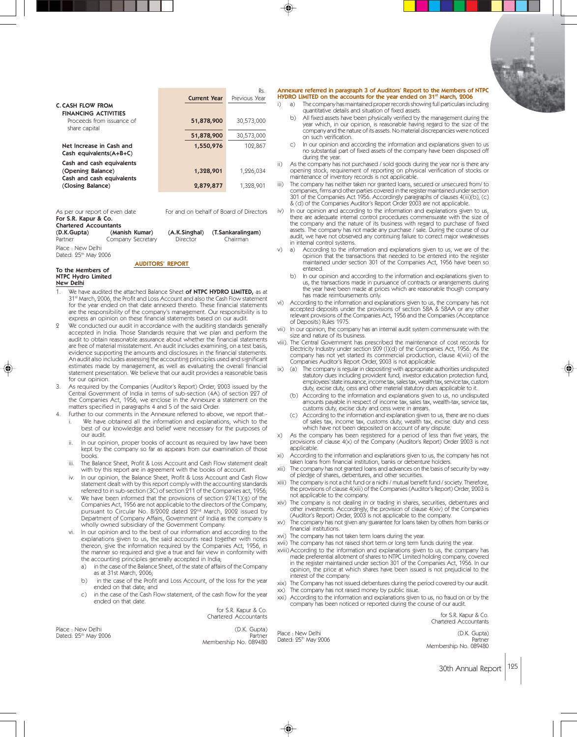| | Current Year | Rs. Previous Year |
|---|---|---|
| **C. CASH FLOW FROM FINANCING ACTIVITIES** | | |
| Proceeds from issuance of share capital | 51,878,900 | 30,573,000 |
| | 51,878,900 | 30,573,000 |
| **Net Increase in Cash and Cash equivalents(A+B+C)** | 1,550,976 | 102,867 |
| **Cash and cash equivalents (Opening Balance)** | 1,328,901 | 1,226,034 |
| **Cash and cash equivalents (Closing Balance)** | 2,879,877 | 1,328,901 |

As per our report of even date
**For S.R. Kapur & Co.**
**Chartered Accountants**
**(D.K.Gupta)**
Partner

For and on behalf of Board of Directors

**(Manish Kumar)** Company Secretary
**(A.K.Singhal)** Director
**(T.Sankaralingam)** Chairman

Place : New Delhi
Dated: 25th May 2006

## AUDITORS' REPORT

**To the Members of**
**NTPC Hydro Limited**
**New Delhi**

1. We have audited the attached Balance Sheet **of NTPC HYDRO LIMITED,** as at 31st March, 2006, the Profit and Loss Account and also the Cash Flow statement for the year ended on that date annexed thereto. These financial statements are the responsibility of the company's management. Our responsibility is to express an opinion on these financial statements based on our audit.
2. We conducted our audit in accordance with the auditing standards generally accepted in India. Those Standards require that we plan and perform the audit to obtain reasonable assurance about whether the financial statements are free of material misstatement. An audit includes examining, on a test basis, evidence supporting the amounts and disclosures in the financial statements. An audit also includes assessing the accounting principles used and significant estimates made by management, as well as evaluating the overall financial statement presentation. We believe that our audit provides a reasonable basis for our opinion.
3. As required by the Companies (Auditor's Report) Order, 2003 issued by the Central Government of India in terms of sub-section (4A) of section 227 of the Companies Act, 1956, we enclose in the Annexure a statement on the matters specified in paragraphs 4 and 5 of the said Order.
4. Further to our comments in the Annexure referred to above, we report that:-
   i. We have obtained all the information and explanations, which to the best of our knowledge and belief were necessary for the purposes of our audit.
   ii. In our opinion, proper books of account as required by law have been kept by the company so far as appears from our examination of those books.
   iii. The Balance Sheet, Profit & Loss Account and Cash Flow statement dealt with by this report are in agreement with the books of account.
   iv. In our opinion, the Balance Sheet, Profit & Loss Account and Cash Flow statement dealt with by this report comply with the accounting standards referred to in sub-section (3C) of section 211 of the Companies act, 1956;
   v. We have been informed that the provisions of section 274(1)(g) of the Companies Act, 1956 are not applicable to the directors of the Company, pursuant to Circular No. 8/2002 dated 22nd March, 2002 issued by Department of Company Affairs, Government of India as the company is wholly owned subsidiary of the Government Company.
   vi. In our opinion and to the best of our information and according to the explanations given to us, the said accounts read together with notes thereon, give the information required by the Companies Act, 1956, in the manner so required and give a true and fair view in conformity with the accounting principles generally accepted in India;
      a) in the case of the Balance Sheet, of the state of affairs of the Company as at 31st March, 2006;
      b) in the case of the Profit and Loss Account, of the loss for the year ended on that date; and
      c) in the case of the Cash Flow statement, of the cash flow for the year ended on that date.

for S.R. Kapur & Co.
Chartered Accountants

(D.K. Gupta)
Partner
Membership No. 089480

Place : New Delhi
Dated: 25th May 2006

### Annexure referred in paragraph 3 of Auditors' Report to the Members of NTPC HYDRO LIMITED on the accounts for the year ended on 31st March, 2006

i) a) The company has maintained proper records showing full particulars including quantitative details and situation of fixed assets.
   b) All fixed assets have been physically verified by the management during the year which, in our opinion, is reasonable having regard to the size of the company and the nature of its assets. No material discrepancies were noticed on such verification.
   c) In our opinion and according the information and explanations given to us no substantial part of fixed assets of the company have been disposed off during the year.

ii) As the company has not purchased / sold goods during the year nor is there any opening stock, requirement of reporting on physical verification of stocks or maintenance of inventory records is not applicable.

iii) The company has neither taken nor granted loans, secured or unsecured from/ to companies, firms and other parties covered in the register maintained under section 301 of the Companies Act 1956. Accordingly paragraphs of clauses 4(iii)(b), (c) & (d) of the Companies Auditor's Report Order 2003 are not applicable.

iv) In our opinion and according to the information and explanations given to us, there are adequate internal control procedures commensurate with the size of the company and the nature of its business with regard to purchase of fixed assets. The company has not made any purchase / sale. During the course of our audit, we have not observed any continuing failure to correct major weaknesses in internal control systems.

v) a) According to the information and explanations given to us, we are of the opinion that the transactions that needed to be entered into the register maintained under section 301 of the Companies Act, 1956 have been so entered.
   b) In our opinion and according to the information and explanations given to us, the transactions made in pursuance of contracts or arrangements during the year have been made at prices which are reasonable though company has made reimbursements only.

vi) According to the information and explanations given to us, the company has not accepted deposits under the provisions of section 58A & 58AA or any other relevant provisions of the Companies Act, 1956 and the Companies (Acceptance of Deposits) Rules 1975.

vii) In our opinion, the company has an internal audit system commensurate with the size and nature of its business.

viii). The Central Government has prescribed the maintenance of cost records for Electricity Industry under section 209 (I)(d) of the Companies Act, 1956. As the company has not yet started its commercial production, clause 4(viii) of the Companies Auditor's Report Order, 2003 is not applicable.

ix) (a) The company is regular in depositing with appropriate authorities undisputed statutory dues including provident fund, investor education protection fund, employees' state insurance, income tax, sales tax, wealth tax, service tax, custom duty, excise duty, cess and other material statutory dues applicable to it.
   (b) According to the information and explanations given to us, no undisputed amounts payable in respect of income tax, sales tax, wealth-tax, service tax, customs duty, excise duty and cess were in arrears.
   (c) According to the information and explanation given to us, there are no dues of sales tax, income tax, customs duty, wealth tax, excise duty and cess which have not been deposited on account of any dispute.

x) As the company has been registered for a period of less than five years, the provisions of clause 4(x) of the Company (Auditor's Report) Order 2003 is not applicable.

xi) According to the information and explanations given to us, the company has not taken loans from financial institution, banks or debenture holders.

xii) The company has not granted loans and advances on the basis of security by way of pledge of shares, debentures, and other securities.

xiii) The company is not a chit fund or a nidhi / mutual benefit fund / society. Therefore, the provisions of clause 4(xiii) of the Companies (Auditor's Report) Order, 2003 is not applicable to the company.

xiv) The company is not dealing in or trading in shares, securities, debentures and other investments. Accordingly, the provision of clause 4(xiv) of the Companies (Auditor's Report) Order, 2003 is not applicable to the company.

xv) The company has not given any guarantee for loans taken by others from banks or financial institutions.

xvi) The company has not taken term loans during the year.

xvii) The company has not raised short term or long term funds during the year.

xviii) According to the information and explanations given to us, the company has made preferential allotment of shares to NTPC Limited holding company, covered in the register maintained under section 301 of the Companies Act, 1956. In our opinion, the price at which shares have been issued is not prejudicial to the interest of the company.

xix) The Company has not issued debentures during the period covered by our audit.

xx) The company has not raised money by public issue.

xxi) According to the information and explanations given to us, no fraud on or by the company has been noticed or reported during the course of our audit.

for S.R. Kapur & Co.
Chartered Accountants

(D.K. Gupta)
Partner
Membership No. 089480

Place : New Delhi
Dated: 25th May 2006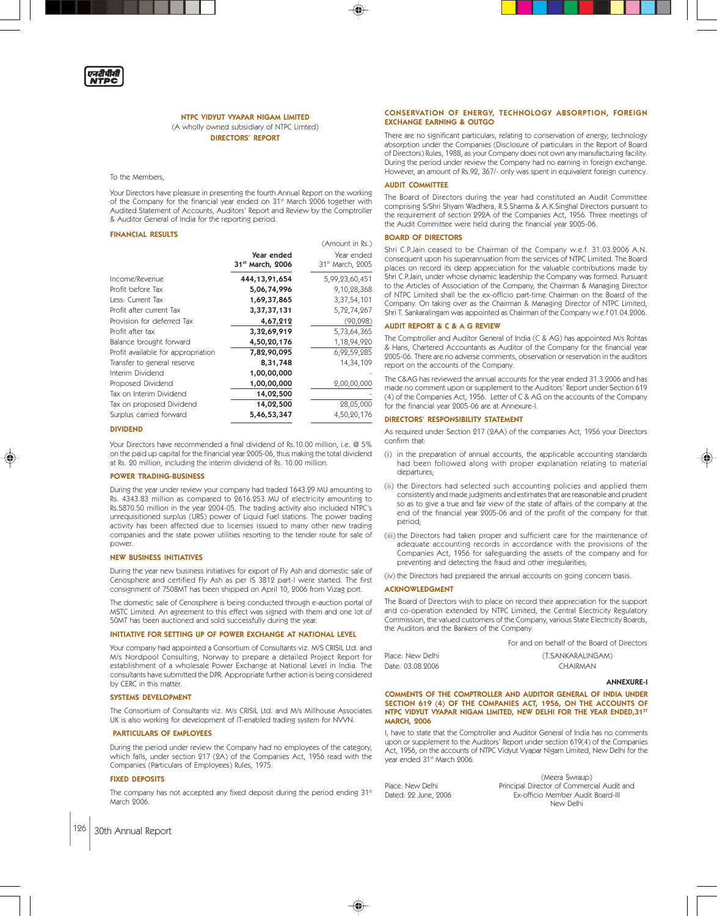**NTPC VIDYUT VYAPAR NIGAM LIMITED**

(A wholly owned subsidiary of NTPC Limted)

## DIRECTORS' REPORT

To the Members,

Your Directors have pleasure in presenting the fourth Annual Report on the working of the Company for the financial year ended on 31st March 2006 together with Audited Statement of Accounts, Auditors' Report and Review by the Comptroller & Auditor General of India for the reporting period.

### FINANCIAL RESULTS

(Amount in Rs.)

| | Year ended 31st March, 2006 | Year ended 31st March, 2005 |
|---|---|---|
| Income/Revenue | **444,13,91,654** | 5,99,23,60,451 |
| Profit before Tax | **5,06,74,996** | 9,10,28,368 |
| Less: Current Tax | **1,69,37,865** | 3,37,54,101 |
| Profit after current Tax | **3,37,37,131** | 5,72,74,267 |
| Provision for deferred Tax | **4,67,212** | (90,098) |
| Profit after tax | **3,32,69,919** | 5,73,64,365 |
| Balance brought forward | **4,50,20,176** | 1,18,94,920 |
| Profit available for appropriation | **7,82,90,095** | 6,92,59,285 |
| Transfer to general reserve | **8,31,748** | 14,34,109 |
| Interim Dividend | **1,00,00,000** | - |
| Proposed Dividend | **1,00,00,000** | 2,00,00,000 |
| Tax on Interim Dividend | **14,02,500** | - |
| Tax on proposed Dividend | **14,02,500** | 28,05,000 |
| Surplus carried forward | **5,46,53,347** | 4,50,20,176 |

### DIVIDEND

Your Directors have recommended a final dividend of Rs.10.00 million, i.e. @ 5% on the paid up capital for the financial year 2005-06, thus making the total dividend at Rs. 20 million, including the interim dividend of Rs. 10.00 million.

### POWER TRADING-BUSINESS

During the year under review your company had traded 1643.29 MU amounting to Rs. 4343.83 million as compared to 2616.253 MU of electricity amounting to Rs.5870.50 million in the year 2004-05. The trading activity also included NTPC's unrequisitioned surplus (URS) power of Liquid Fuel stations. The power trading activity has been affected due to licenses issued to many other new trading companies and the state power utilities resorting to the tender route for sale of power.

### NEW BUSINESS INITIATIVES

During the year new business initiatives for export of Fly Ash and domestic sale of Cenosphere and certified Fly Ash as per IS 3812 part-I were started. The first consignment of 7508MT has been shipped on April 10, 2006 from Vizag port.

The domestic sale of Cenosphere is being conducted through e-auction portal of MSTC Limited. An agreement to this effect was signed with them and one lot of 50MT has been auctioned and sold successfully during the year.

### INITIATIVE FOR SETTING UP OF POWER EXCHANGE AT NATIONAL LEVEL

Your company had appointed a Consortium of Consultants viz. M/S CRISIL Ltd. and M/s Nordpool Consulting, Norway to prepare a detailed Project Report for establishment of a wholesale Power Exchange at National Level in India. The consultants have submitted the DPR. Appropriate further action is being considered by CERC in this matter.

### SYSTEMS DEVELOPMENT

The Consortium of Consultants viz. M/s CRISIL Ltd. and M/s Millhouse Associates UK is also working for development of IT-enabled trading system for NVVN.

### PARTICULARS OF EMPLOYEES

During the period under review the Company had no employees of the category, which falls, under section 217 (2A) of the Companies Act, 1956 read with the Companies (Particulars of Employees) Rules, 1975.

### FIXED DEPOSITS

The company has not accepted any fixed deposit during the period ending 31st March 2006.

### CONSERVATION OF ENERGY, TECHNOLOGY ABSORPTION, FOREIGN EXCHANGE EARNING & OUTGO

There are no significant particulars, relating to conservation of energy, technology absorption under the Companies (Disclosure of particulars in the Report of Board of Directors) Rules, 1988, as your Company does not own any manufacturing facility. During the period under review the Company had no earning in foreign exchange. However, an amount of Rs.92, 367/- only was spent in equivalent foreign currency.

### AUDIT COMMITTEE

The Board of Directors during the year had constituted an Audit Committee comprising S/Shri Shyam Wadhera, R.S.Sharma & A.K.Singhal Directors pursuant to the requirement of section 292A of the Companies Act, 1956. Three meetings of the Audit Committee were held during the financial year 2005-06.

### BOARD OF DIRECTORS

Shri C.P.Jain ceased to be Chairman of the Company w.e.f. 31.03.2006 A.N. consequent upon his superannuation from the services of NTPC Limited. The Board places on record its deep appreciation for the valuable contributions made by Shri C.P.Jain, under whose dynamic leadership the Company was formed. Pursuant to the Articles of Association of the Company, the Chairman & Managing Director of NTPC Limited shall be the ex-officio part-time Chairman on the Board of the Company. On taking over as the Chairman & Managing Director of NTPC Limited, Shri T. Sankaralingam was appointed as Chairman of the Company w.e.f 01.04.2006.

### AUDIT REPORT & C & A G REVIEW

The Comptroller and Auditor General of India (C & AG) has appointed M/s Rohtas & Hans, Chartered Accountants as Auditor of the Company for the financial year 2005-06. There are no adverse comments, observation or reservation in the auditors report on the accounts of the Company.

The C&AG has reviewed the annual accounts for the year ended 31.3.2006 and has made no comment upon or supplement to the Auditors' Report under Section 619 (4) of the Companies Act, 1956. Letter of C & AG on the accounts of the Company for the financial year 2005-06 are at Annexure-I.

### DIRECTORS' RESPONSIBILITY STATEMENT

As required under Section 217 (2AA) of the companies Act, 1956 your Directors confirm that:

(i) in the preparation of annual accounts, the applicable accounting standards had been followed along with proper explanation relating to material departures;

(ii) the Directors had selected such accounting policies and applied them consistently and made judgments and estimates that are reasonable and prudent so as to give a true and fair view of the state of affairs of the company at the end of the financial year 2005-06 and of the profit of the company for that period;

(iii) the Directors had taken proper and sufficient care for the maintenance of adequate accounting records in accordance with the provisions of the Companies Act, 1956 for safeguarding the assets of the company and for preventing and detecting the fraud and other irregularities;

(iv) the Directors had prepared the annual accounts on going concern basis.

### ACKNOWLEDGMENT

The Board of Directors wish to place on record their appreciation for the support and co-operation extended by NTPC Limited, the Central Electricity Regulatory Commission, the valued customers of the Company, various State Electricity Boards, the Auditors and the Bankers of the Company.

For and on behalf of the Board of Directors

Place: New Delhi
Date: 03.08.2006

(T.SANKARALINGAM)
CHAIRMAN

**ANNEXURE-I**

### COMMENTS OF THE COMPTROLLER AND AUDITOR GENERAL OF INDIA UNDER SECTION 619 (4) OF THE COMPANIES ACT, 1956, ON THE ACCOUNTS OF NTPC VIDYUT VYAPAR NIGAM LIMITED, NEW DELHI FOR THE YEAR ENDED,31ST MARCH, 2006

I, have to state that the Comptroller and Auditor General of India has no comments upon or supplement to the Auditors' Report under section 619(4) of the Companies Act, 1956, on the accounts of NTPC Vidyut Vyapar Nigam Limited, New Delhi for the year ended 31st March 2006.

Place: New Delhi
Dated: 22 June, 2006

(Meera Swraup)
Principal Director of Commercial Audit and
Ex-officio Member Audit Board-III
New Delhi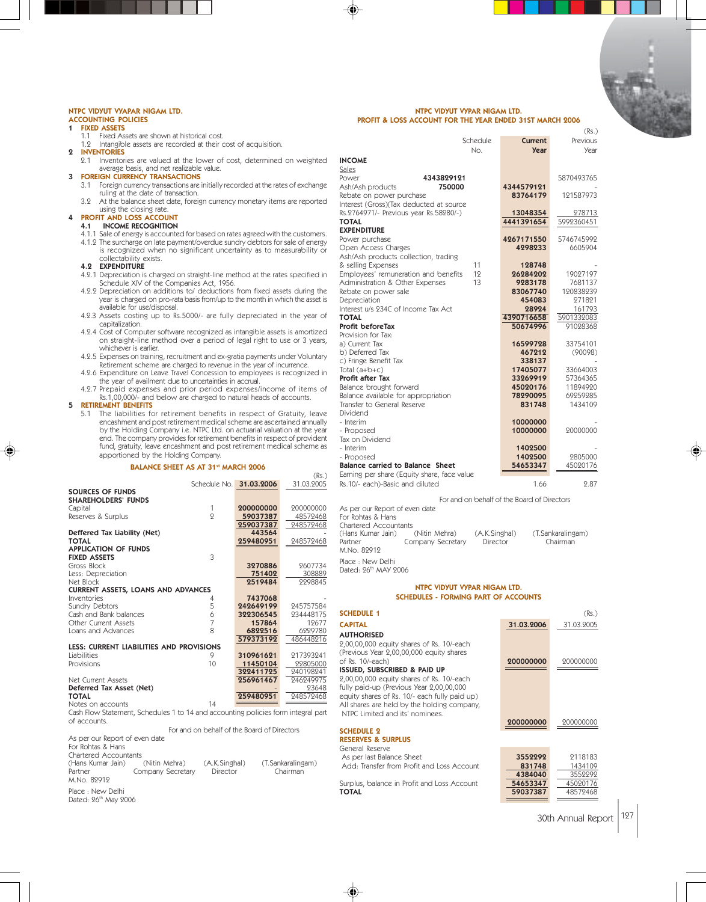## NTPC VIDYUT VYAPAR NIGAM LTD.

## ACCOUNTING POLICIES

**1 FIXED ASSETS**

1.1 Fixed Assets are shown at historical cost.

1.2 Intangible assets are recorded at their cost of acquisition.

**2 INVENTORIES**

2.1 Inventories are valued at the lower of cost, determined on weighted average basis, and net realizable value.

**3 FOREIGN CURRENCY TRANSACTIONS**

3.1 Foreign currency transactions are initially recorded at the rates of exchange ruling at the date of transaction.

3.2 At the balance sheet date, foreign currency monetary items are reported using the closing rate.

**4 PROFIT AND LOSS ACCOUNT**

**4.1 INCOME RECOGNITION**

4.1.1 Sale of energy is accounted for based on rates agreed with the customers.

4.1.2 The surcharge on late payment/overdue sundry debtors for sale of energy is recognized when no significant uncertainty as to measurability or collectability exists.

**4.2 EXPENDITURE**

4.2.1 Depreciation is charged on straight-line method at the rates specified in Schedule XIV of the Companies Act, 1956.

4.2.2 Depreciation on additions to/ deductions from fixed assets during the year is charged on pro-rata basis from/up to the month in which the asset is available for use/disposal.

4.2.3 Assets costing up to Rs.5000/- are fully depreciated in the year of capitalization.

4.2.4 Cost of Computer software recognized as intangible assets is amortized on straight-line method over a period of legal right to use or 3 years, whichever is earlier.

4.2.5 Expenses on training, recruitment and ex-gratia payments under Voluntary Retirement scheme are charged to revenue in the year of incurrence.

4.2.6 Expenditure on Leave Travel Concession to employees is recognized in the year of availment due to uncertainties in accrual.

4.2.7 Prepaid expenses and prior period expenses/income of items of Rs.1,00,000/- and below are charged to natural heads of accounts.

**5 RETIREMENT BENEFITS**

5.1 The liabilities for retirement benefits in respect of Gratuity, leave encashment and post retirement medical scheme are ascertained annually by the Holding Company i.e. NTPC Ltd. on actuarial valuation at the year end. The company provides for retirement benefits in respect of provident fund, gratuity, leave encashment and post retirement medical scheme as apportioned by the Holding Company.

## BALANCE SHEET AS AT 31st MARCH 2006

(Rs.)

| | Schedule No. | 31.03.2006 | 31.03.2005 |
|---|---|---|---|
| **SOURCES OF FUNDS** | | | |
| **SHAREHOLDERS' FUNDS** | | | |
| Capital | 1 | 200000000 | 200000000 |
| Reserves & Surplus | 2 | 59037387 | 48572468 |
| | | 259037387 | 248572468 |
| **Deffered Tax Liability (Net)** | | 443564 | - |
| **TOTAL** | | 259480951 | 248572468 |
| **APPLICATION OF FUNDS** | | | |
| **FIXED ASSETS** | 3 | | |
| Gross Block | | 3270886 | 2607734 |
| Less: Depreciation | | 751402 | 308889 |
| Net Block | | 2519484 | 2298845 |
| **CURRENT ASSETS, LOANS AND ADVANCES** | | | |
| Inventories | 4 | 7437068 | - |
| Sundry Debtors | 5 | 242649199 | 245757584 |
| Cash and Bank balances | 6 | 322306545 | 234448175 |
| Other Current Assets | 7 | 157864 | 12677 |
| Loans and Advances | 8 | 6822516 | 6229780 |
| | | 579373192 | 486448216 |
| **LESS: CURRENT LIABILITIES AND PROVISIONS** | | | |
| Liabilities | 9 | 310961621 | 217393241 |
| Provisions | 10 | 11450104 | 22805000 |
| | | 322411725 | 240198241 |
| Net Current Assets | | 256961467 | 246249975 |
| **Deferred Tax Asset (Net)** | | - | 23648 |
| **TOTAL** | | 259480951 | 248572468 |
| Notes on accounts | 14 | | |

Cash Flow Statement, Schedules 1 to 14 and accounting policies form integral part of accounts.

For and on behalf of the Board of Directors

As per our Report of even date
For Rohtas & Hans
Chartered Accountants

| (Hans Kumar Jain) | (Nitin Mehra) | (A.K.Singhal) | (T.Sankaralingam) |
|---|---|---|---|
| Partner | Company Secretary | Director | Chairman |
| M.No. 82912 | | | |

Place : New Delhi
Dated: 26th May 2006

## NTPC VIDYUT VYAPAR NIGAM LTD.

## PROFIT & LOSS ACCOUNT FOR THE YEAR ENDED 31ST MARCH 2006

(Rs.)

| | | Schedule No. | Current Year | Previous Year |
|---|---|---|---|---|
| **INCOME** | | | | |
| Sales | | | | |
| Power | 4343829121 | | | 5870493765 |
| Ash/Ash products | 750000 | | 4344579121 | - |
| Rebate on power purchase | | | 83764179 | 121587973 |
| Interest (Gross)(Tax deducted at source Rs.2764971/- Previous year Rs.58280/-) | | | 13048354 | 278713 |
| **TOTAL** | | | 4441391654 | 5992360451 |
| **EXPENDITURE** | | | | |
| Power purchase | | | 4267171550 | 5746745992 |
| Open Access Charges | | | 4298233 | 6605904 |
| Ash/Ash products collection, trading & selling Expenses | | 11 | 128748 | - |
| Employees' remuneration and benefits | | 12 | 26284202 | 19027197 |
| Administration & Other Expenses | | 13 | 9283178 | 7681137 |
| Rebate on power sale | | | 83067740 | 120838239 |
| Depreciation | | | 454083 | 271821 |
| Interest u/s 234C of Income Tax Act | | | 28924 | 161793 |
| **TOTAL** | | | 4390716658 | 5901332083 |
| **Profit before Tax** | | | 50674996 | 91028368 |
| Provision for Tax: | | | | |
| a) Current Tax | | | 16599728 | 33754101 |
| b) Deferred Tax | | | 467212 | (90098) |
| c) Fringe Benefit Tax | | | 338137 | - |
| Total (a+b+c) | | | 17405077 | 33664003 |
| **Profit after Tax** | | | 33269919 | 57364365 |
| Balance brought forward | | | 45020176 | 11894920 |
| Balance available for appropriation | | | 78290095 | 69259285 |
| Transfer to General Reserve | | | 831748 | 1434109 |
| Dividend | | | | |
| - Interim | | | 10000000 | - |
| - Proposed | | | 10000000 | 20000000 |
| Tax on Dividend | | | | |
| - Interim | | | 1402500 | - |
| - Proposed | | | 1402500 | 2805000 |
| **Balance carried to Balance Sheet** | | | 54653347 | 45020176 |
| Earning per share (Equity share, face value Rs.10/- each)-Basic and diluted | | | 1.66 | 2.87 |

For and on behalf of the Board of Directors

As per our Report of even date
For Rohtas & Hans
Chartered Accountants

| (Hans Kumar Jain) | (Nitin Mehra) | (A.K.Singhal) | (T.Sankaralingam) |
|---|---|---|---|
| Partner | Company Secretary | Director | Chairman |
| M.No. 82912 | | | |

Place : New Delhi
Dated: 26th MAY 2006

## NTPC VIDYUT VYAPAR NIGAM LTD.

## SCHEDULES - FORMING PART OF ACCOUNTS

**SCHEDULE 1**

(Rs.)

| **CAPITAL** | 31.03.2006 | 31.03.2005 |
|---|---|---|
| **AUTHORISED** | | |
| 2,00,00,000 equity shares of Rs. 10/-each (Previous Year 2,00,00,000 equity shares of Rs. 10/-each) | 200000000 | 200000000 |
| **ISSUED, SUBSCRIBED & PAID UP** | | |
| 2,00,00,000 equity shares of Rs. 10/-each fully paid-up (Previous Year 2,00,00,000 equity shares of Rs. 10/- each fully paid up) All shares are held by the holding company, NTPC Limited and its' nominees. | 200000000 | 200000000 |

**SCHEDULE 2**

| **RESERVES & SURPLUS** | | |
|---|---|---|
| General Reserve | | |
| As per last Balance Sheet | 3552292 | 2118183 |
| Add: Transfer from Profit and Loss Account | 831748 | 1434109 |
| | 4384040 | 3552292 |
| Surplus, balance in Profit and Loss Account | 54653347 | 45020176 |
| **TOTAL** | 59037387 | 48572468 |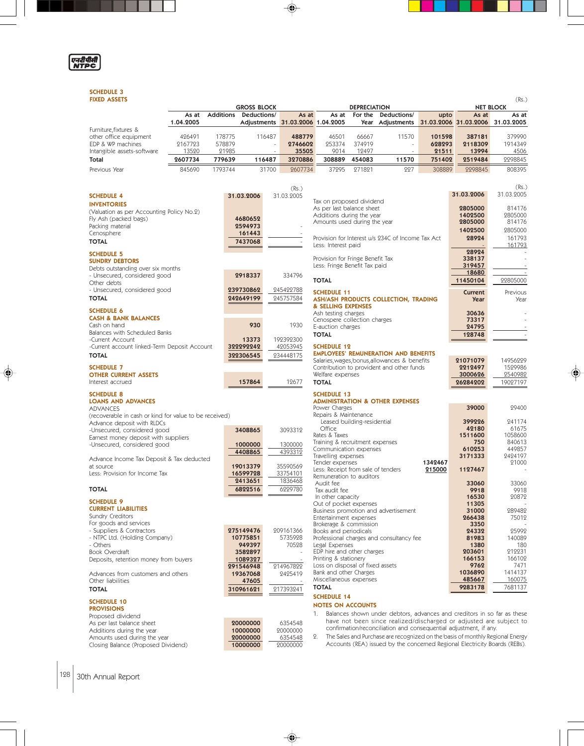**SCHEDULE 3**
**FIXED ASSETS**

(Rs.)

| | GROSS BLOCK | | | | DEPRECIATION | | | | NET BLOCK | |
|---|---|---|---|---|---|---|---|---|---|---|
| | As at 1.04.2005 | Additions | Deductions/ Adjustments | As at 31.03.2006 | As at 1.04.2005 | For the Year | Deductions/ Adjustments | upto 31.03.2006 | As at 31.03.2006 | As at 31.03.2005 |
| Furniture,fixtures & other office equipment | 426491 | 178775 | 116487 | 488779 | 46501 | 66667 | 11570 | 101598 | 387181 | 379990 |
| EDP & WP machines | 2167723 | 578879 | - | 2746602 | 253374 | 374919 | - | 628293 | 2118309 | 1914349 |
| Intangible assets-software | 13520 | 21985 | - | 35505 | 9014 | 12497 | - | 21511 | 13994 | 4506 |
| **Total** | **2607734** | **779639** | **116487** | **3270886** | **308889** | **454083** | **11570** | **751402** | **2519484** | **2298845** |
| Previous Year | 845690 | 1793744 | 31700 | 2607734 | 37295 | 271821 | 227 | 308889 | 2298845 | 808395 |

(Rs.)

| | 31.03.2006 | 31.03.2005 |
|---|---|---|
| **SCHEDULE 4** | | |
| **INVENTORIES** | | |
| (Valuation as per Accounting Policy No.2) | | |
| Fly Ash (packed bags) | 4680652 | - |
| Packing material | 2594973 | - |
| Cenosphere | 161443 | - |
| **TOTAL** | **7437068** | - |
| **SCHEDULE 5** | | |
| **SUNDRY DEBTORS** | | |
| Debts outstanding over six months | | |
| - Unsecured, considered good | 2918337 | 334796 |
| Other debts | | |
| - Unsecured, considered good | 239730862 | 245422788 |
| **TOTAL** | **242649199** | 245757584 |
| **SCHEDULE 6** | | |
| **CASH & BANK BALANCES** | | |
| Cash on hand | 930 | 1930 |
| Balances with Scheduled Banks | | |
| -Current Account | 13373 | 192392300 |
| -Current account linked-Term Deposit Account | 322292242 | 42053945 |
| **TOTAL** | **322306545** | 234448175 |
| **SCHEDULE 7** | | |
| **OTHER CURRENT ASSETS** | | |
| Interest accrued | 157864 | 12677 |
| **SCHEDULE 8** | | |
| **LOANS AND ADVANCES** | | |
| ADVANCES | | |
| (recoverable in cash or kind for value to be received) | | |
| Advance deposit with RLDCs | | |
| -Unsecured, considered good | 3408865 | 3093312 |
| Earnest money deposit with suppliers | | |
| -Unsecured, considered good | 1000000 | 1300000 |
| | 4408865 | 4393312 |
| Advance Income Tax Deposit & Tax deducted at source | 19013379 | 35590569 |
| Less: Provision for Income Tax | 16599728 | 33754101 |
| | 2413651 | 1836468 |
| **TOTAL** | **6822516** | 6229780 |
| **SCHEDULE 9** | | |
| **CURRENT LIABILITIES** | | |
| Sundry Creditors | | |
| For goods and services | | |
| - Suppliers & Contractors | 275149476 | 209161366 |
| - NTPC Ltd. (Holding Company) | 10775851 | 5735928 |
| - Others | 949397 | 70528 |
| Book Overdraft | 3582897 | - |
| Deposits, retention money from buyers | 1089327 | - |
| | 291546948 | 214967822 |
| Advances from customers and others | 19367068 | 2425419 |
| Other liabilities | 47605 | - |
| **TOTAL** | **310961621** | 217393241 |
| **SCHEDULE 10** | | |
| **PROVISIONS** | | |
| Proposed dividend | | |
| As per last balance sheet | 20000000 | 6354548 |
| Additions during the year | 10000000 | 20000000 |
| Amounts used during the year | 20000000 | 6354548 |
| Closing Balance (Proposed Dividend) | 10000000 | 20000000 |
| Tax on proposed dividend | | |
| As per last balance sheet | 2805000 | 814176 |
| Additions during the year | 1402500 | 2805000 |
| Amounts used during the year | 2805000 | 814176 |
| | 1402500 | 2805000 |
| Provision for Interest u/s 234C of Income Tax Act | 28924 | 161793 |
| Less: Interest paid | - | 161793 |
| | 28924 | - |
| Provision for Fringe Benefit Tax | 338137 | - |
| Less: Fringe Benefit Tax paid | 319457 | - |
| | 18680 | - |
| **TOTAL** | **11450104** | 22805000 |

| | Current Year | Previous Year |
|---|---|---|
| **SCHEDULE 11** | | |
| **ASH/ASH PRODUCTS COLLECTION, TRADING & SELLING EXPENSES** | | |
| Ash testing charges | 30636 | - |
| Cenospere collection charges | 73317 | - |
| E-auction charges | 24795 | - |
| **TOTAL** | **128748** | - |
| **SCHEDULE 12** | | |
| **EMPLOYEES' REMUNERATION AND BENEFITS** | | |
| Salaries,wages,bonus,allowances & benefits | 21071079 | 14956229 |
| Contribution to provident and other funds | 2212497 | 1529986 |
| Welfare expenses | 3000626 | 2540982 |
| **TOTAL** | **26284202** | 19027197 |

| | | Current Year | Previous Year |
|---|---|---|---|
| **SCHEDULE 13** | | | |
| **ADMINISTRATION & OTHER EXPENSES** | | | |
| Power Charges | | 39000 | 29400 |
| Repairs & Maintenance | | | |
| Leased building-residential | | 399226 | 241174 |
| Office | | 42180 | 61675 |
| Rates & Taxes | | 1511600 | 1058600 |
| Training & recruitment expenses | | 750 | 840613 |
| Communication expenses | | 610253 | 449857 |
| Travelling expenses | | 3171333 | 2424197 |
| Tender expenses | 1342467 | | 21000 |
| Less: Receipt from sale of tenders | 215000 | 1127467 | - |
| Remuneration to auditors | | | |
| Audit fee | | 33060 | 33060 |
| Tax audit fee | | 9918 | 9918 |
| In other capacity | | 16530 | 20872 |
| Out of pocket expenses | | 11305 | - |
| Business promotion and advertisement | | 31000 | 289482 |
| Entertainment expenses | | 266438 | 75012 |
| Brokerage & commission | | 3350 | - |
| Books and periodicals | | 24332 | 25992 |
| Professional charges and consultancy fee | | 81983 | 140089 |
| Legal Expenses | | 1380 | 180 |
| EDP hire and other charges | | 203601 | 212231 |
| Printing & stationery | | 166153 | 166102 |
| Loss on disposal of fixed assets | | 9762 | 7471 |
| Bank and other Charges | | 1036890 | 1414137 |
| Miscellaneous expenses | | 485667 | 160075 |
| **TOTAL** | | **9283178** | 7681137 |

**SCHEDULE 14**

**NOTES ON ACCOUNTS**

1. Balances shown under debtors, advances and creditors in so far as these have not been since realized/discharged or adjusted are subject to confirmation/reconciliation and consequential adjustment, if any.
2. The Sales and Purchase are recognized on the basis of monthly Regional Energy Accounts (REA) issued by the concerned Regional Electricity Boards (REBs).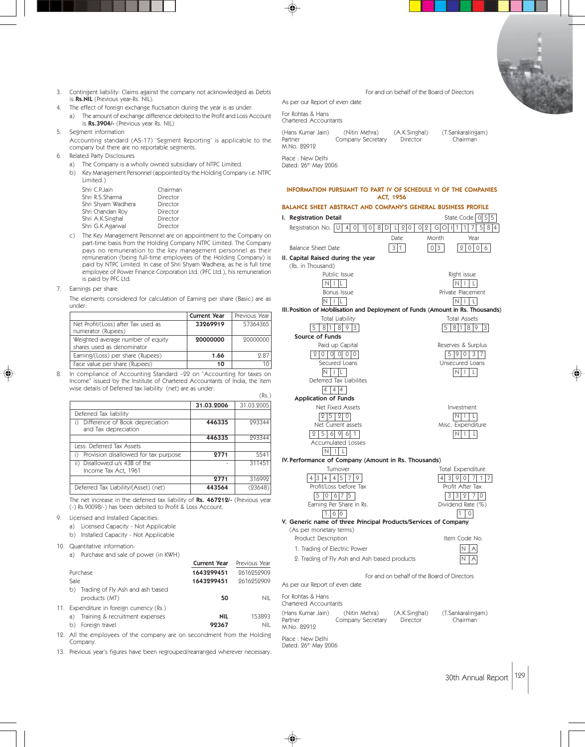3. Contingent liability: Claims against the company not acknowledged as Debts is **Rs.NIL** (Previous year-Rs. NIL).

4. The effect of foreign exchange fluctuation during the year is as under:

   a) The amount of exchange difference debited to the Profit and Loss Account is **Rs.3904/-** (Previous year Rs. NIL)

5. Segment information

   Accounting standard (AS-17) 'Segment Reporting' is applicable to the company but there are no reportable segments.

6. Related Party Disclosures

   a) The Company is a wholly owned subsidiary of NTPC Limited.

   b) Key Management Personnel (appointed by the Holding Company i.e. NTPC Limited.)

| | |
|---|---|
| Shri C.P.Jain | Chairman |
| Shri R.S.Sharma | Director |
| Shri Shyam Wadhera | Director |
| Shri Chandan Roy | Director |
| Shri A.K.Singhal | Director |
| Shri G.K.Agarwal | Director |

   c) The Key Management Personnel are on appointment to the Company on part-time basis from the Holding Company NTPC Limited. The Company pays no remuneration to the key management personnel as their remuneration (being full-time employees of the Holding Company) is paid by NTPC Limited. In case of Shri Shyam Wadhera, as he is full time employee of Power Finance Corporation Ltd. (PFC Ltd.), his remuneration is paid by PFC Ltd.

7. Earnings per share

   The elements considered for calculation of Earning per share (Basic) are as under:

| | Current Year | Previous Year |
|---|---|---|
| Net Profit/(Loss) after Tax used as numerator (Rupees) | **33269919** | 57364365 |
| Weighted average number of equity shares used as denominator | **20000000** | 20000000 |
| Earning/(Loss) per share (Rupees) | **1.66** | 2.87 |
| Face value per share (Rupees) | **10** | 10 |

8. In compliance of Accounting Standard –22 on "Accounting for taxes on Income" issued by the Institute of Chartered Accountants of India, the item wise details of Deferred tax liability (net) are as under:

(Rs.)

| | 31.03.2006 | 31.03.2005 |
|---|---|---|
| Deferred Tax liability | | |
| i) Difference of Book depreciation and Tax depreciation | **446335** | 293344 |
| | **446335** | 293344 |
| Less: Deferred Tax Assets | | |
| i) Provision disallowed for tax purpose | **2771** | 5541 |
| ii) Disallowed u/s 43B of the Income Tax Act, 1961 | - | 311451 |
| | **2771** | 316992 |
| Deferred Tax Liability/(Asset) (net) | **443564** | (23648) |

   The net increase in the deferred tax liability of **Rs. 467212/-** (Previous year (-) Rs.90098/-) has been debited to Profit & Loss Account.

9. Licensed and Installed Capacities:

   a) Licensed Capacity - Not Applicable

   b) Installed Capacity - Not Applicable

10. Quantitative information:

   a) Purchase and sale of power (in KWH)

| | Current Year | Previous Year |
|---|---|---|
| Purchase | **1643299451** | 2616252909 |
| Sale | **1643299451** | 2616252909 |
| b) Trading of Fly Ash and ash based products (MT) | **50** | NIL |

11. Expenditure in foreign currency (Rs.)

| | | |
|---|---|---|
| a) Training & recruitment expenses | **NIL** | 153893 |
| b) Foreign travel | **92367** | NIL |

12. All the employees of the company are on secondment from the Holding Company.

13. Previous year's figures have been regrouped/rearranged wherever necessary.

For and on behalf of the Board of Directors

As per our Report of even date

For Rohtas & Hans
Chartered Accountants

| (Hans Kumar Jain) | (Nitin Mehra) | (A.K.Singhal) | (T.Sankaralingam) |
|---|---|---|---|
| Partner | Company Secretary | Director | Chairman |
| M.No. 82912 | | | |

Place : New Delhi
Dated: 26th May 2006

## INFORMATION PURSUANT TO PART IV OF SCHEDULE VI OF THE COMPANIES ACT, 1956

## BALANCE SHEET ABSTRACT AND COMPANY'S GENERAL BUSINESS PROFILE

**I. Registration Detail**

Registration No. U40108DL2002GOI117584 — State Code: 055

Balance Sheet Date: Date 31, Month 03, Year 2006

**II. Capital Raised during the year**
(Rs. in Thousand)

| | |
|---|---|
| Public Issue | Right issue |
| NIL | NIL |
| Bonus Issue | Private Placement |
| NIL | NIL |

**III. Position of Mobilisation and Deployment of Funds (Amount in Rs. Thousands)**

| | |
|---|---|
| Total Liability | Total Assets |
| 581893 | 581893 |

**Source of Funds**

| | |
|---|---|
| Paid up Capital | Reserves & Surplus |
| 200000 | 59037 |
| Secured Loans | Unsecured Loans |
| NIL | NIL |
| Deferred Tax Liabilites | |
| 444 | |

**Application of Funds**

| | |
|---|---|
| Net Fixed Assets | Investment |
| 2520 | NIL |
| Net Current assets | Misc. Expenditure |
| 256961 | NIL |
| Accumulated Losses | |
| NIL | |

**IV. Performance of Company (Amount in Rs. Thousands)**

| | |
|---|---|
| Turnover | Total Expenditure |
| 4344579 | 4390717 |
| Profit/Loss before Tax | Profit After Tax |
| 50675 | 33270 |
| Earning Per Share in Rs. | Dividend Rate (%) |
| 1.66 | 10 |

**V. Generic name of three Principal Products/Services of Company**
(As per monetary terms)

| Product Description | Item Code No. |
|---|---|
| 1. Trading of Electric Power | NA |
| 2. Trading of Fly Ash and Ash based products | NA |

For and on behalf of the Board of Directors

As per our Report of even date

For Rohtas & Hans
Chartered Accountants

| (Hans Kumar Jain) | (Nitin Mehra) | (A.K.Singhal) | (T.Sankaralingam) |
|---|---|---|---|
| Partner | Company Secretary | Director | Chairman |
| M.No. 82912 | | | |

Place : New Delhi
Dated: 26th May 2006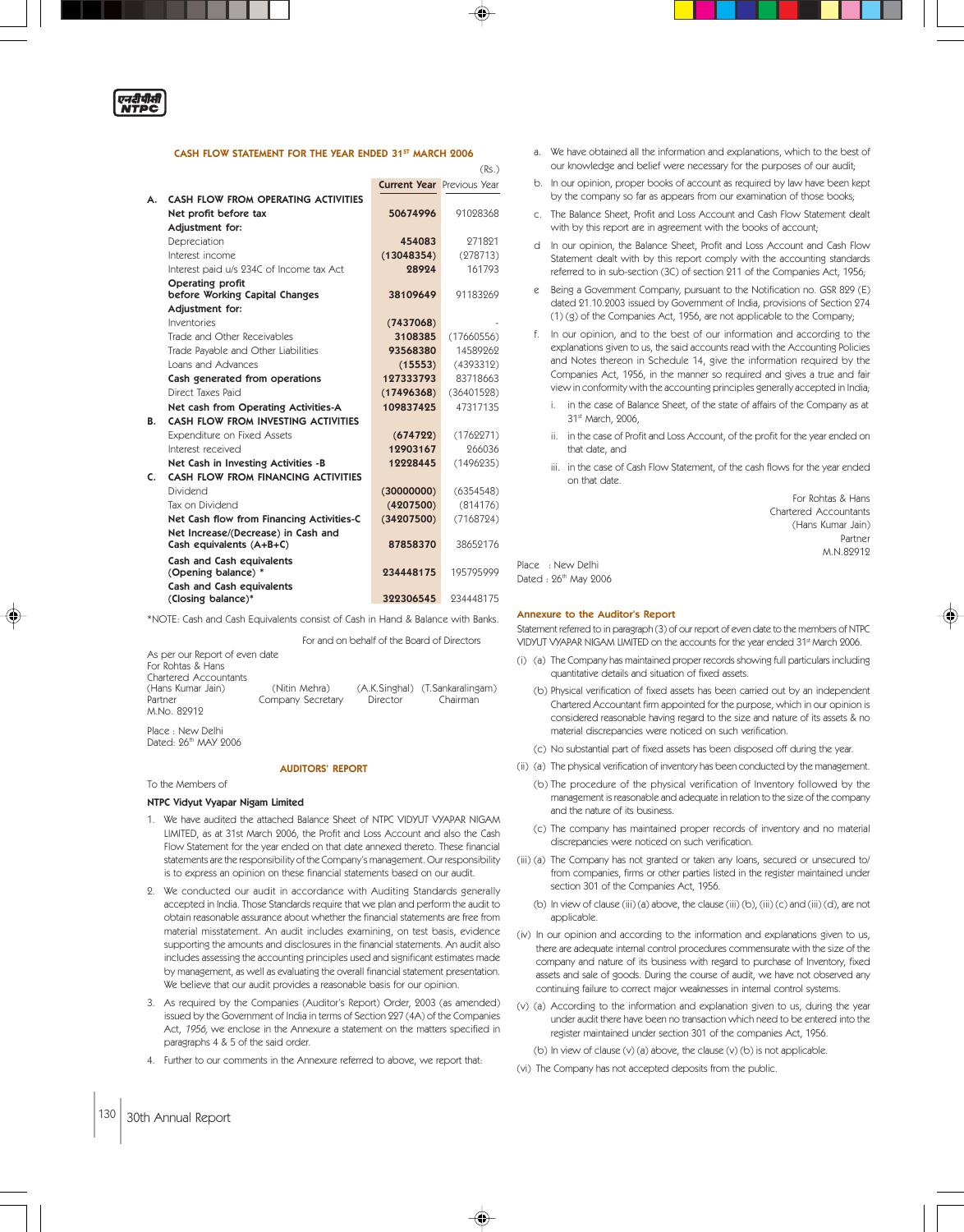## CASH FLOW STATEMENT FOR THE YEAR ENDED 31[ST] MARCH 2006

(Rs.)

| | | Current Year | Previous Year |
|---|---|---|---|
| **A.** | **CASH FLOW FROM OPERATING ACTIVITIES** | | |
| | **Net profit before tax** | **50674996** | 91028368 |
| | **Adjustment for:** | | |
| | Depreciation | **454083** | 271821 |
| | Interest income | **(13048354)** | (278713) |
| | Interest paid u/s 234C of Income tax Act | **28924** | 161793 |
| | **Operating profit before Working Capital Changes** | **38109649** | 91183269 |
| | **Adjustment for:** | | |
| | Inventories | **(7437068)** | - |
| | Trade and Other Receivables | **3108385** | (17660556) |
| | Trade Payable and Other Liabilities | **93568380** | 14589262 |
| | Loans and Advances | **(15553)** | (4393312) |
| | **Cash generated from operations** | **127333793** | 83718663 |
| | Direct Taxes Paid | **(17496368)** | (36401528) |
| | **Net cash from Operating Activities-A** | **109837425** | 47317135 |
| **B.** | **CASH FLOW FROM INVESTING ACTIVITIES** | | |
| | Expenditure on Fixed Assets | **(674722)** | (1762271) |
| | Interest received | **12903167** | 266036 |
| | **Net Cash in Investing Activities -B** | **12228445** | (1496235) |
| **C.** | **CASH FLOW FROM FINANCING ACTIVITIES** | | |
| | Dividend | **(30000000)** | (6354548) |
| | Tax on Dividend | **(4207500)** | (814176) |
| | **Net Cash flow from Financing Activities-C** | **(34207500)** | (7168724) |
| | **Net Increase/(Decrease) in Cash and Cash equivalents (A+B+C)** | **87858370** | 38652176 |
| | **Cash and Cash equivalents (Opening balance) *** | **234448175** | 195795999 |
| | **Cash and Cash equivalents (Closing balance)*** | **322306545** | 234448175 |

*NOTE: Cash and Cash Equivalents consist of Cash in Hand & Balance with Banks.

For and on behalf of the Board of Directors

As per our Report of even date
For Rohtas & Hans
Chartered Accountants
(Hans Kumar Jain)
Partner
M.No. 82912

(Nitin Mehra)
Company Secretary

(A.K.Singhal)
Director

(T.Sankaralingam)
Chairman

Place : New Delhi
Dated: 26[th] MAY 2006

## AUDITORS' REPORT

To the Members of

**NTPC Vidyut Vyapar Nigam Limited**

1. We have audited the attached Balance Sheet of NTPC VIDYUT VYAPAR NIGAM LIMITED, as at 31st March 2006, the Profit and Loss Account and also the Cash Flow Statement for the year ended on that date annexed thereto. These financial statements are the responsibility of the Company's management. Our responsibility is to express an opinion on these financial statements based on our audit.

2. We conducted our audit in accordance with Auditing Standards generally accepted in India. Those Standards require that we plan and perform the audit to obtain reasonable assurance about whether the financial statements are free from material misstatement. An audit includes examining, on test basis, evidence supporting the amounts and disclosures in the financial statements. An audit also includes assessing the accounting principles used and significant estimates made by management, as well as evaluating the overall financial statement presentation. We believe that our audit provides a reasonable basis for our opinion.

3. As required by the Companies (Auditor's Report) Order, 2003 (as amended) issued by the Government of India in terms of Section 227 (4A) of the Companies Act, *1956*, we enclose in the Annexure a statement on the matters specified in paragraphs 4 & 5 of the said order.

4. Further to our comments in the Annexure referred to above, we report that:

   a. We have obtained all the information and explanations, which to the best of our knowledge and belief were necessary for the purposes of our audit;

   b. In our opinion, proper books of account as required by law have been kept by the company so far as appears from our examination of those books;

   c. The Balance Sheet, Profit and Loss Account and Cash Flow Statement dealt with by this report are in agreement with the books of account;

   d In our opinion, the Balance Sheet, Profit and Loss Account and Cash Flow Statement dealt with by this report comply with the accounting standards referred to in sub-section (3C) of section 211 of the Companies Act, 1956;

   e Being a Government Company, pursuant to the Notification no. GSR 829 (E) dated 21.10.2003 issued by Government of India, provisions of Section 274 (1) (g) of the Companies Act, 1956, are not applicable to the Company;

   f. In our opinion, and to the best of our information and according to the explanations given to us, the said accounts read with the Accounting Policies and Notes thereon in Schedule 14, give the information required by the Companies Act, 1956, in the manner so required and gives a true and fair view in conformity with the accounting principles generally accepted in India;

      i. in the case of Balance Sheet, of the state of affairs of the Company as at 31[st] March, 2006,

      ii. in the case of Profit and Loss Account, of the profit for the year ended on that date, and

      iii. in the case of Cash Flow Statement, of the cash flows for the year ended on that date.

For Rohtas & Hans
Chartered Accountants
(Hans Kumar Jain)
Partner
M.N.82912

Place : New Delhi
Dated : 26[th] May 2006

### Annexure to the Auditor's Report

Statement referred to in paragraph (3) of our report of even date to the members of NTPC VIDYUT VYAPAR NIGAM LIMITED on the accounts for the year ended 31[st] March 2006.

(i) (a) The Company has maintained proper records showing full particulars including quantitative details and situation of fixed assets.

(b) Physical verification of fixed assets has been carried out by an independent Chartered Accountant firm appointed for the purpose, which in our opinion is considered reasonable having regard to the size and nature of its assets & no material discrepancies were noticed on such verification.

(c) No substantial part of fixed assets has been disposed off during the year.

(ii) (a) The physical verification of inventory has been conducted by the management.

(b) The procedure of the physical verification of Inventory followed by the management is reasonable and adequate in relation to the size of the company and the nature of its business.

(c) The company has maintained proper records of inventory and no material discrepancies were noticed on such verification.

(iii) (a) The Company has not granted or taken any loans, secured or unsecured to/ from companies, firms or other parties listed in the register maintained under section 301 of the Companies Act, 1956.

(b) In view of clause (iii) (a) above, the clause (iii) (b), (iii) (c) and (iii) (d), are not applicable.

(iv) In our opinion and according to the information and explanations given to us, there are adequate internal control procedures commensurate with the size of the company and nature of its business with regard to purchase of Inventory, fixed assets and sale of goods. During the course of audit, we have not observed any continuing failure to correct major weaknesses in internal control systems.

(v) (a) According to the information and explanation given to us, during the year under audit there have been no transaction which need to be entered into the register maintained under section 301 of the companies Act, 1956.

(b) In view of clause (v) (a) above, the clause (v) (b) is not applicable.

(vi) The Company has not accepted deposits from the public.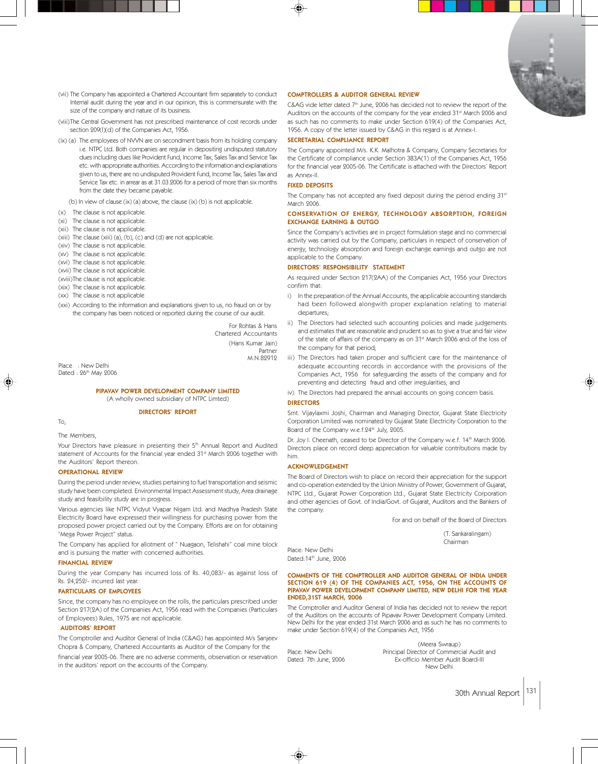(vii) The Company has appointed a Chartered Accountant firm separately to conduct Internal audit during the year and in our opinion, this is commensurate with the size of the company and nature of its business.

(viii)The Central Government has not prescribed maintenance of cost records under section 209(I)(d) of the Companies Act, 1956.

(ix) (a) The employees of NVVN are on secondment basis from its holding company i.e. NTPC Ltd. Both companies are regular in depositing undisputed statutory dues including dues like Provident Fund, Income Tax, Sales Tax and Service Tax etc. with appropriate authorities. According to the information and explanations given to us, there are no undisputed Provident Fund, Income Tax, Sales Tax and Service Tax etc. in arrear as at 31.03.2006 for a period of more than six months from the date they became payable.

(b) In view of clause (ix) (a) above, the clause (ix) (b) is not applicable.

(x) The clause is not applicable.

(xi) The clause is not applicable.

(xii) The clause is not applicable.

(xiii) The clause (xiii) (a), (b), (c) and (d) are not applicable.

(xiv) The clause is not applicable.

(xv) The clause is not applicable.

(xvi) The clause is not applicable.

(xvii) The clause is not applicable.

(xviii)The clause is not applicable.

(xix) The clause is not applicable.

(xx) The clause is not applicable

(xxi) According to the information and explanations given to us, no fraud on or by the company has been noticed or reported during the course of our audit.

For Rohtas & Hans
Chartered Accountants

(Hans Kumar Jain)
Partner
M.N.82912

Place : New Delhi
Dated : 26th May 2006

**PIPAVAV POWER DEVELOPMENT COMPANY LIMITED**
(A wholly owned subsidiary of NTPC Limted)

**DIRECTORS' REPORT**

To,

The Members,

Your Directors have pleasure in presenting their 5th Annual Report and Audited statement of Accounts for the financial year ended 31st March 2006 together with the Auditors' Report thereon.

## OPERATIONAL REVIEW

During the period under review, studies pertaining to fuel transportation and seismic study have been completed. Environmental Impact Assessment study, Area drainage study and feasibility study are in progress.

Various agencies like NTPC Vidyut Vyapar Nigam Ltd. and Madhya Pradesh State Electricity Board have expressed their willingness for purchasing power from the proposed power project carried out by the Company. Efforts are on for obtaining "Mega Power Project" status.

The Company has applied for allotment of " Nuagaon, Telishahi" coal mine block and is pursuing the matter with concerned authorities.

## FINANCIAL REVIEW

During the year Company has incurred loss of Rs. 40,083/- as against loss of Rs. 24,252/- incurred last year.

## PARTICULARS OF EMPLOYEES

Since, the company has no employee on the rolls, the particulars prescribed under Section 217(2A) of the Companies Act, 1956 read with the Companies (Particulars of Employees) Rules, 1975 are not applicable.

## AUDITORS' REPORT

The Comptroller and Auditor General of India (C&AG) has appointed M/s Sanjeev Chopra & Company, Chartered Accountants as Auditor of the Company for the financial year 2005-06. There are no adverse comments, observation or reservation in the auditors' report on the accounts of the Company.

## COMPTROLLERS & AUDITOR GENERAL REVIEW

C&AG vide letter dated 7th June, 2006 has decided not to review the report of the Auditors on the accounts of the company for the year ended 31st March 2006 and as such has no comments to make under Section 619(4) of the Companies Act, 1956. A copy of the letter issued by C&AG in this regard is at Annex-I.

## SECRETARIAL COMPLIANCE REPORT

The Company appointed M/s. K.K. Malhotra & Company, Company Secretaries for the Certificate of compliance under Section 383A(1) of the Companies Act, 1956 for the financial year 2005-06. The Certificate is attached with the Directors' Report as Annex-II.

## FIXED DEPOSITS

The Company has not accepted any fixed deposit during the period ending 31st March 2006.

## CONSERVATION OF ENERGY, TECHNOLOGY ABSORPTION, FOREIGN EXCHANGE EARNING & OUTGO

Since the Company's activities are in project formulation stage and no commercial activity was carried out by the Company, particulars in respect of conservation of energy, technology absorption and foreign exchange earnings and outgo are not applicable to the Company.

## DIRECTORS' RESPONSIBILITY STATEMENT

As required under Section 217(2AA) of the Companies Act, 1956 your Directors confirm that:

i) In the preparation of the Annual Accounts, the applicable accounting standards had been followed alongwith proper explanation relating to material departures;

ii) The Directors had selected such accounting policies and made judgements and estimates that are reasonable and prudent so as to give a true and fair view of the state of affairs of the company as on 31st March 2006 and of the loss of the company for that period;

iii) The Directors had taken proper and sufficient care for the maintenance of adequate accounting records in accordance with the provisions of the Companies Act, 1956 for safeguarding the assets of the company and for preventing and detecting fraud and other irregularities; and

iv) The Directors had prepared the annual accounts on going concern basis.

## DIRECTORS

Smt. Vijaylaxmi Joshi, Chairman and Managing Director, Gujarat State Electricity Corporation Limited was nominated by Gujarat State Electricity Corporation to the Board of the Company w.e.f.24th July, 2005.

Dr. Joy I. Cheenath, ceased to be Director of the Company w.e.f. 14th March 2006. Directors place on record deep appreciation for valuable contributions made by him.

## ACKNOWLEDGEMENT

The Board of Directors wish to place on record their appreciation for the support and co-operation extended by the Union Ministry of Power, Government of Gujarat, NTPC Ltd., Gujarat Power Corporation Ltd., Gujarat State Electricity Corporation and other agencies of Govt. of India/Govt. of Gujarat, Auditors and the Bankers of the company.

For and on behalf of the Board of Directors

(T. Sankaralingam)
Chairman

Place: New Delhi
Dated:14th June, 2006

## COMMENTS OF THE COMPTROLLER AND AUDITOR GENERAL OF INDIA UNDER SECTION 619 (4) OF THE COMPANIES ACT, 1956, ON THE ACCOUNTS OF PIPAVAV POWER DEVELOPMENT COMPANY LIMITED, NEW DELHI FOR THE YEAR ENDED,31ST MARCH, 2006

The Comptroller and Auditor General of India has decided not to review the report of the Auditors on the accounts of Pipavav Power Development Company Limited. New Delhi for the year ended 31st March 2006 and as such he has no comments to make under Section 619(4) of the Companies Act, 1956

(Meera Swraup)
Principal Director of Commercial Audit and
Ex-officio Member Audit Board-III
New Delhi

Place: New Delhi
Dated: 7th June, 2006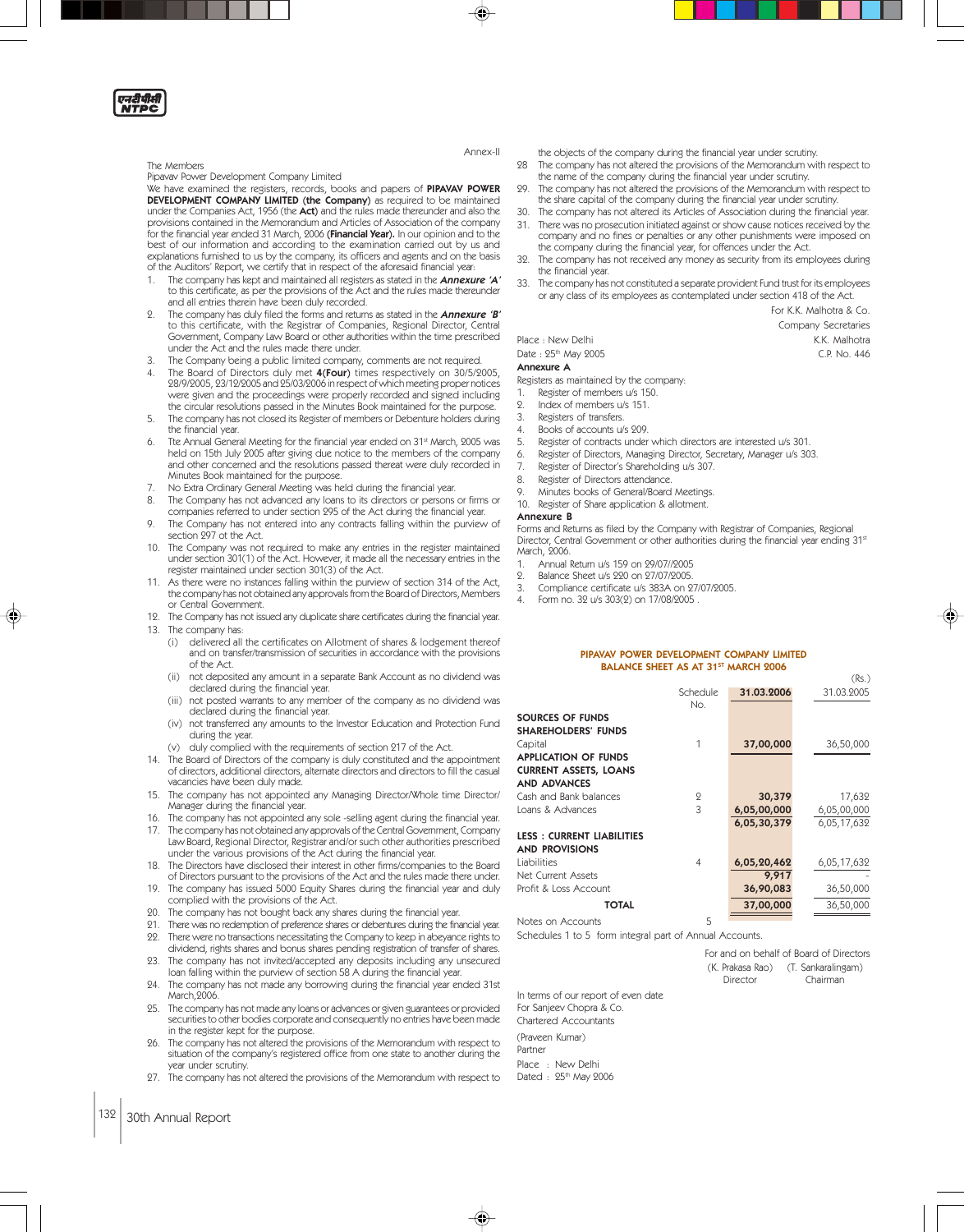Annex-II

The Members
Pipavav Power Development Company Limited

We have examined the registers, records, books and papers of **PIPAVAV POWER DEVELOPMENT COMPANY LIMITED** (**the Company**) as required to be maintained under the Companies Act, 1956 (the **Act**) and the rules made thereunder and also the provisions contained in the Memorandum and Articles of Association of the company for the financial year ended 31 March, 2006 **(Financial Year).** In our opinion and to the best of our information and according to the examination carried out by us and explanations furnished to us by the company, its officers and agents and on the basis of the Auditors' Report, we certify that in respect of the aforesaid financial year:

1. The company has kept and maintained all registers as stated in the ***Annexure 'A'*** to this certificate, as per the provisions of the Act and the rules made thereunder and all entries therein have been duly recorded.
2. The company has duly filed the forms and returns as stated in the ***Annexure 'B'*** to this certificate, with the Registrar of Companies, Regional Director, Central Government, Company Law Board or other authorities within the time prescribed under the Act and the rules made there under.
3. The Company being a public limited company, comments are not required.
4. The Board of Directors duly met **4(Four)** times respectively on 30/5/2005, 28/9/2005, 23/12/2005 and 25/03/2006 in respect of which meeting proper notices were given and the proceedings were properly recorded and signed including the circular resolutions passed in the Minutes Book maintained for the purpose.
5. The company has not closed its Register of members or Debenture holders during the financial year.
6. Tte Annual General Meeting for the financial year ended on 31st March, 2005 was held on 15th July 2005 after giving due notice to the members of the company and other concerned and the resolutions passed thereat were duly recorded in Minutes Book maintained for the purpose.
7. No Extra Ordinary General Meeting was held during the financial year.
8. The Company has not advanced any loans to its directors or persons or firms or companies referred to under section 295 of the Act during the financial year.
9. The Company has not entered into any contracts falling within the purview of section 297 ot the Act.
10. The Company was not required to make any entries in the register maintained under section 301(1) of the Act. However, it made all the necessary entries in the register maintained under section 301(3) of the Act.
11. As there were no instances falling within the purview of section 314 of the Act, the company has not obtained any approvals from the Board of Directors, Members or Central Government.
12. The Company has not issued any duplicate share certificates during the financial year.
13. The company has:
    (i) delivered all the certificates on Allotment of shares & lodgement thereof and on transfer/transmission of securities in accordance with the provisions of the Act.
    (ii) not deposited any amount in a separate Bank Account as no dividend was declared during the financial year.
    (iii) not posted warrants to any member of the company as no dividend was declared during the financial year.
    (iv) not transferred any amounts to the Investor Education and Protection Fund during the year.
    (v) duly complied with the requirements of section 217 of the Act.
14. The Board of Directors of the company is duly constituted and the appointment of directors, additional directors, alternate directors and directors to fill the casual vacancies have been duly made.
15. The company has not appointed any Managing Director/Whole time Director/ Manager during the financial year.
16. The company has not appointed any sole -selling agent during the financial year.
17. The company has not obtained any approvals of the Central Government, Company Law Board, Regional Director, Registrar and/or such other authorities prescribed under the various provisions of the Act during the financial year.
18. The Directors have disclosed their interest in other firms/companies to the Board of Directors pursuant to the provisions of the Act and the rules made there under.
19. The company has issued 5000 Equity Shares during the financial year and duly complied with the provisions of the Act.
20. The company has not bought back any shares during the financial year.
21. There was no redemption of preference shares or debentures during the financial year.
22. There were no transactions necessitating the Company to keep in abeyance rights to dividend, rights shares and bonus shares pending registration of transfer of shares.
23. The company has not invited/accepted any deposits including any unsecured loan falling within the purview of section 58 A during the financial year.
24. The company has not made any borrowing during the financial year ended 31st March,2006.
25. The company has not made any loans or advances or given guarantees or provided securities to other bodies corporate and consequently no entries have been made in the register kept for the purpose.
26. The company has not altered the provisions of the Memorandum with respect to situation of the company's registered office from one state to another during the year under scrutiny.
27. The company has not altered the provisions of the Memorandum with respect to the objects of the company during the financial year under scrutiny.
28. The company has not altered the provisions of the Memorandum with respect to the name of the company during the financial year under scrutiny.
29. The company has not altered the provisions of the Memorandum with respect to the share capital of the company during the financial year under scrutiny.
30. The company has not altered its Articles of Association during the financial year.
31. There was no prosecution initiated against or show cause notices received by the company and no fines or penalties or any other punishments were imposed on the company during the financial year, for offences under the Act.
32. The company has not received any money as security from its employees during the financial year.
33. The company has not constituted a separate provident Fund trust for its employees or any class of its employees as contemplated under section 418 of the Act.

For K.K. Malhotra & Co.
Company Secretaries

Place : New Delhi — K.K. Malhotra
Date : 25th May 2005 — C.P. No. 446

**Annexure A**

Registers as maintained by the company:

1. Register of members u/s 150.
2. Index of members u/s 151.
3. Registers of transfers.
4. Books of accounts u/s 209.
5. Register of contracts under which directors are interested u/s 301.
6. Register of Directors, Managing Director, Secretary, Manager u/s 303.
7. Register of Director's Shareholding u/s 307.
8. Register of Directors attendance.
9. Minutes books of General/Board Meetings.
10. Register of Share application & allotment.

**Annexure B**

Forms and Returns as filed by the Company with Registrar of Companies, Regional Director, Central Government or other authorities during the financial year ending 31st March, 2006.

1. Annual Return u/s 159 on 29/07//2005
2. Balance Sheet u/s 220 on 27/07/2005.
3. Compliance certificate u/s 383A on 27/07/2005.
4. Form no. 32 u/s 303(2) on 17/08/2005 .

## PIPAVAV POWER DEVELOPMENT COMPANY LIMITED
## BALANCE SHEET AS AT 31ST MARCH 2006

(Rs.)

| | Schedule No. | 31.03.2006 | 31.03.2005 |
|---|---|---|---|
| **SOURCES OF FUNDS** | | | |
| **SHAREHOLDERS' FUNDS** | | | |
| Capital | 1 | **37,00,000** | 36,50,000 |
| **APPLICATION OF FUNDS** | | | |
| **CURRENT ASSETS, LOANS AND ADVANCES** | | | |
| Cash and Bank balances | 2 | **30,379** | 17,632 |
| Loans & Advances | 3 | **6,05,00,000** | 6,05,00,000 |
| | | **6,05,30,379** | 6,05,17,632 |
| **LESS : CURRENT LIABILITIES AND PROVISIONS** | | | |
| Liabilities | 4 | **6,05,20,462** | 6,05,17,632 |
| Net Current Assets | | **9,917** | - |
| Profit & Loss Account | | **36,90,083** | 36,50,000 |
| **TOTAL** | | **37,00,000** | 36,50,000 |
| Notes on Accounts | 5 | | |

Schedules 1 to 5 form integral part of Annual Accounts.

For and on behalf of Board of Directors

(K. Prakasa Rao) — Director
(T. Sankaralingam) — Chairman

In terms of our report of even date
For Sanjeev Chopra & Co.
Chartered Accountants

(Praveen Kumar)
Partner

Place : New Delhi
Dated : 25th May 2006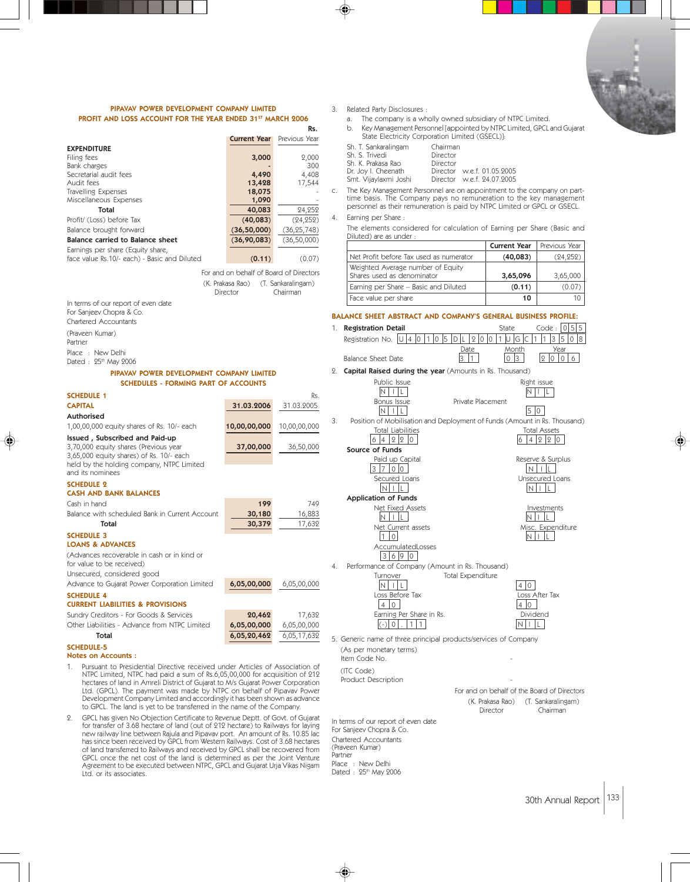## PIPAVAV POWER DEVELOPMENT COMPANY LIMITED
## PROFIT AND LOSS ACCOUNT FOR THE YEAR ENDED 31ST MARCH 2006

| | Current Year | Previous Year |
|---|---|---|
| | | Rs. |
| **EXPENDITURE** | | |
| Filing fees | **3,000** | 2,000 |
| Bank charges | **-** | 300 |
| Secretarial audit fees | **4,490** | 4,408 |
| Audit fees | **13,428** | 17,544 |
| Travelling Expenses | **18,075** | - |
| Miscellaneous Expenses | **1,090** | - |
| **Total** | **40,083** | 24,252 |
| Profit/ (Loss) before Tax | **(40,083)** | (24,252) |
| Balance brought forward | **(36,50,000)** | (36,25,748) |
| **Balance carried to Balance sheet** | **(36,90,083)** | (36,50,000) |
| Earnings per share (Equity share, face value Rs.10/- each) - Basic and Diluted | **(0.11)** | (0.07) |

For and on behalf of Board of Directors

(K. Prakasa Rao) Director — (T. Sankaralingam) Chairman

In terms of our report of even date
For Sanjeev Chopra & Co.
Chartered Accountants

(Praveen Kumar)
Partner

Place : New Delhi
Dated : 25th May 2006

## PIPAVAV POWER DEVELOPMENT COMPANY LIMITED
## SCHEDULES - FORMING PART OF ACCOUNTS

### SCHEDULE 1
### CAPITAL

| | 31.03.2006 | 31.03.2005 |
|---|---|---|
| | | Rs. |
| **Authorised** | | |
| 1,00,00,000 equity shares of Rs. 10/- each | **10,00,00,000** | 10,00,00,000 |
| **Issued , Subscribed and Paid-up** | | |
| 3,70,000 equity shares (Previous year 3,65,000 equity shares) of Rs. 10/- each held by the holding company, NTPC Limited and its nominees | **37,00,000** | 36,50,000 |

### SCHEDULE 2
### CASH AND BANK BALANCES

| | | |
|---|---|---|
| Cash in hand | **199** | 749 |
| Balance with scheduled Bank in Current Account | **30,180** | 16,883 |
| **Total** | **30,379** | 17,632 |

### SCHEDULE 3
### LOANS & ADVANCES

| | | |
|---|---|---|
| (Advances recoverable in cash or in kind or for value to be received) | | |
| Unsecured, considered good | | |
| Advance to Gujarat Power Corporation Limited | **6,05,00,000** | 6,05,00,000 |

### SCHEDULE 4
### CURRENT LIABILITIES & PROVISIONS

| | | |
|---|---|---|
| Sundry Creditors - For Goods & Services | **20,462** | 17,632 |
| Other Liabilities - Advance from NTPC Limited | **6,05,00,000** | 6,05,00,000 |
| **Total** | **6,05,20,462** | 6,05,17,632 |

### SCHEDULE-5
### Notes on Accounts :

1. Pursuant to Presidential Directive received under Articles of Association of NTPC Limited, NTPC had paid a sum of Rs.6,05,00,000 for acquisition of 212 hectares of land in Amreli District of Gujarat to M/s Gujarat Power Corporation Ltd. (GPCL). The payment was made by NTPC on behalf of Pipavav Power Development Company Limited and accordingly it has been shown as advance to GPCL. The land is yet to be transferred in the name of the Company.

2. GPCL has given No Objection Certificate to Revenue Deptt. of Govt. of Gujarat for transfer of 3.68 hectare of land (out of 212 hectare) to Railways for laying new railway line between Rajula and Pipavav port. An amount of Rs. 10.85 lac has since been received by GPCL from Western Railways. Cost of 3.68 hectares of land transferred to Railways and received by GPCL shall be recovered from GPCL once the net cost of the land is determined as per the Joint Venture Agreement to be executed between NTPC, GPCL and Gujarat Urja Vikas Nigam Ltd. or its associates.

3. Related Party Disclosures :
   a. The company is a wholly owned subsidiary of NTPC Limited.
   b. Key Management Personnel [appointed by NTPC Limited, GPCL and Gujarat State Electricity Corporation Limited (GSECL)]:

| | | |
|---|---|---|
| Sh. T. Sankaralingam | Chairman | |
| Sh. S. Trivedi | Director | |
| Sh. K. Prakasa Rao | Director | |
| Dr. Joy I. Cheenath | Director | w.e.f. 01.05.2005 |
| Smt. Vijaylaxmi Joshi | Director | w.e.f. 24.07.2005 |

   c. The Key Management Personnel are on appointment to the company on part-time basis. The Company pays no remuneration to the key management personnel as their remuneration is paid by NTPC Limited or GPCL or GSECL.

4. Earning per Share :

   The elements considered for calculation of Earning per Share (Basic and Diluted) are as under :

| | Current Year | Previous Year |
|---|---|---|
| Net Profit before Tax used as numerator | **(40,083)** | (24,252) |
| Weighted Average number of Equity Shares used as denominator | **3,65,096** | 3,65,000 |
| Earning per Share – Basic and Diluted | **(0.11)** | (0.07) |
| Face value per share | **10** | 10 |

## BALANCE SHEET ABSTRACT AND COMPANY'S GENERAL BUSINESS PROFILE:

1. **Registration Detail**

   Registration No. U40105DL2001UGC113508 — State Code : 055

   Balance Sheet Date: Date 31, Month 03, Year 2006

2. **Capital Raised during the year** (Amounts in Rs. Thousand)

| | |
|---|---|
| Public Issue: NIL | Right issue: NIL |
| Bonus Issue: NIL | Private Placement: 50 |

3. Position of Mobilisation and Deployment of Funds (Amount in Rs. Thousand)

| | |
|---|---|
| Total Liabilities: 64290 | Total Assets: 64290 |
| **Source of Funds** | |
| Paid up Capital: 3700 | Reserve & Surplus: NIL |
| Secured Loans: NIL | Unsecured Loans: NIL |
| **Application of Funds** | |
| Net Fixed Assets: NIL | Investments: NIL |
| Net Current assets: 10 | Misc. Expenditure: NIL |
| AccumulatedLosses: 3690 | |

4. Performance of Company (Amount in Rs. Thousand)

| | |
|---|---|
| Turnover: NIL | Total Expenditure: 40 |
| Loss Before Tax: 40 | Loss After Tax: 40 |
| Earning Per Share in Rs.: (-)0.11 | Dividend: NIL |

5. Generic name of three principal products/services of Company (As per monetary terms)

   Item Code No. (ITC Code) -

   Product Description -

For and on behalf of the Board of Directors

(K. Prakasa Rao) Director — (T. Sankaralingam) Chairman

In terms of our report of even date
For Sanjeev Chopra & Co.
Chartered Accountants
(Praveen Kumar)
Partner
Place : New Delhi
Dated : 25th May 2006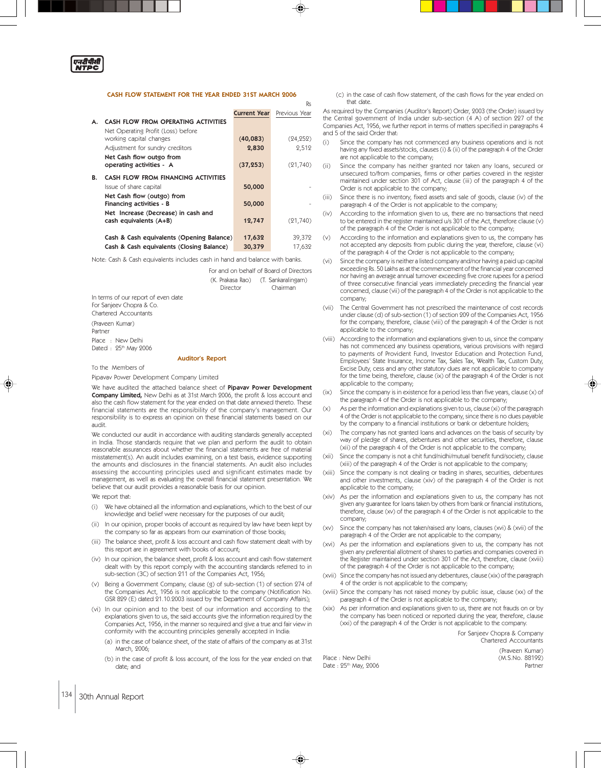## CASH FLOW STATEMENT FOR THE YEAR ENDED 31ST MARCH 2006

Rs

| | | Current Year | Previous Year |
|---|---|---|---|
| **A.** | **CASH FLOW FROM OPERATING ACTIVITIES** | | |
| | Net Operating Profit (Loss) before working capital changes | **(40,083)** | (24,252) |
| | Adjustment for sundry creditors | **2,830** | 2,512 |
| | **Net Cash flow outgo from operating activities - A** | **(37,253)** | (21,740) |
| **B.** | **CASH FLOW FROM FINANCING ACTIVITIES** | | |
| | Issue of share capital | **50,000** | - |
| | **Net Cash flow (outgo) from Financing activities - B** | **50,000** | - |
| | **Net Increase (Decrease) in cash and cash equivalents (A+B)** | **12,747** | (21,740) |
| | **Cash & Cash equivalents (Opening Balance)** | **17,632** | 39,372 |
| | **Cash & Cash equivalents (Closing Balance)** | **30,379** | 17,632 |

Note: Cash & Cash equivalents includes cash in hand and balance with banks.

For and on behalf of Board of Directors

(K. Prakasa Rao) Director    (T. Sankaralingam) Chairman

In terms of our report of even date
For Sanjeev Chopra & Co.
Chartered Accountants

(Praveen Kumar)
Partner

Place : New Delhi
Dated : 25th May 2006

## Auditor's Report

To the Members of

Pipavav Power Development Company Limited

We have audited the attached balance sheet of **Pipavav Power Development Company Limited,** New Delhi as at 31st March 2006, the profit & loss account and also the cash flow statement for the year ended on that date annexed thereto. These financial statements are the responsibility of the company's management. Our responsibility is to express an opinion on these financial statements based on our audit.

We conducted our audit in accordance with auditing standards generally accepted in India. Those standards require that we plan and perform the audit to obtain reasonable assurances about whether the financial statements are free of material misstatement(s). An audit includes examining, on a test basis, evidence supporting the amounts and disclosures in the financial statements. An audit also includes assessing the accounting principles used and significant estimates made by management, as well as evaluating the overall financial statement presentation. We believe that our audit provides a reasonable basis for our opinion.

We report that:

(i) We have obtained all the information and explanations, which to the best of our knowledge and belief were necessary for the purposes of our audit;

(ii) In our opinion, proper books of account as required by law have been kept by the company so far as appears from our examination of those books;

(iii) The balance sheet, profit & loss account and cash flow statement dealt with by this report are in agreement with books of account;

(iv) In our opinion, the balance sheet, profit & loss account and cash flow statement dealt with by this report comply with the accounting standards referred to in sub-section (3C) of section 211 of the Companies Act, 1956;

(v) Being a Government Company, clause (g) of sub-section (1) of section 274 of the Companies Act, 1956 is not applicable to the company (Notification No. GSR 829 (E) dated 21.10.2003 issued by the Department of Company Affairs);

(vi) In our opinion and to the best of our information and according to the explanations given to us, the said accounts give the information required by the Companies Act, 1956, in the manner so required and give a true and fair view in conformity with the accounting principles generally accepted in India:

(a) in the case of balance sheet, of the state of affairs of the company as at 31st March, 2006;

(b) in the case of profit & loss account, of the loss for the year ended on that date; and

(c) in the case of cash flow statement, of the cash flows for the year ended on that date.

As required by the Companies (Auditor's Report) Order, 2003 (the Order) issued by the Central government of India under sub-section (4 A) of section 227 of the Companies Act, 1956, we further report in terms of matters specified in paragraphs 4 and 5 of the said Order that:

(i) Since the company has not commenced any business operations and is not having any fixed assets/stocks, clauses (i) & (ii) of the paragraph 4 of the Order are not applicable to the company;

(ii) Since the company has neither granted nor taken any loans, secured or unsecured to/from companies, firms or other parties covered in the register maintained under section 301 of Act, clause (iii) of the paragraph 4 of the Order is not applicable to the company;

(iii) Since there is no inventory, fixed assets and sale of goods, clause (iv) of the paragraph 4 of the Order is not applicable to the company;

(iv) According to the information given to us, there are no transactions that need to be entered in the register maintained u/s 301 of the Act, therefore clause (v) of the paragraph 4 of the Order is not applicable to the company;

(v) According to the information and explanations given to us, the company has not accepted any deposits from public during the year, therefore, clause (vi) of the paragraph 4 of the Order is not applicable to the company;

(vi) Since the company is neither a listed company and/nor having a paid up capital exceeding Rs. 50 Lakhs as at the commencement of the financial year concerned nor having an average annual turnover exceeding five crore rupees for a period of three consecutive financial years immediately preceding the financial year concerned, clause (vii) of the paragraph 4 of the Order is not applicable to the company;

(vii) The Central Government has not prescribed the maintenance of cost records under clause (d) of sub-section (1) of section 209 of the Companies Act, 1956 for the company, therefore, clause (viii) of the paragraph 4 of the Order is not applicable to the company;

(viii) According to the information and explanations given to us, since the company has not commenced any business operations, various provisions with regard to payments of Provident Fund, Investor Education and Protection Fund, Employees' State Insurance, Income Tax, Sales Tax, Wealth Tax, Custom Duty, Excise Duty, cess and any other statutory dues are not applicable to company for the time being, therefore, clause (ix) of the paragraph 4 of the Order is not applicable to the company;

(ix) Since the company is in existence for a period less than five years, clause (x) of the paragraph 4 of the Order is not applicable to the company;

(x) As per the information and explanations given to us, clause (xi) of the paragraph 4 of the Order is not applicable to the company, since there is no dues payable by the company to a financial institutions or bank or debenture holders;

(xi) The company has not granted loans and advances on the basis of security by way of pledge of shares, debentures and other securities, therefore, clause (xii) of the paragraph 4 of the Order is not applicable to the company;

(xii) Since the company is not a chit fund/nidhi/mutual benefit fund/society, clause (xiii) of the paragraph 4 of the Order is not applicable to the company;

(xiii) Since the company is not dealing or trading in shares, securities, debentures and other investments, clause (xiv) of the paragraph 4 of the Order is not applicable to the company;

(xiv) As per the information and explanations given to us, the company has not given any guarantee for loans taken by others from bank or financial institutions, therefore, clause (xv) of the paragraph 4 of the Order is not applicable to the company;

(xv) Since the company has not taken/raised any loans, clauses (xvi) & (xvii) of the paragraph 4 of the Order are not applicable to the company;

(xvi) As per the information and explanations given to us, the company has not given any preferential allotment of shares to parties and companies covered in the Register maintained under section 301 of the Act, therefore, clause (xviii) of the paragraph 4 of the Order is not applicable to the company;

(xvii) Since the company has not issued any debentures, clause (xix) of the paragraph 4 of the order is not applicable to the company;

(xviii) Since the company has not raised money by public issue, clause (xx) of the paragraph 4 of the Order is not applicable to the company;

(xix) As per information and explanations given to us, there are not frauds on or by the company has been noticed or reported during the year, therefore, clause (xxi) of the paragraph 4 of the Order is not applicable to the company.

For Sanjeev Chopra & Company
Chartered Accountants

(Praveen Kumar)
(M.S.No. 88192)
Partner

Place : New Delhi
Date : 25th May, 2006